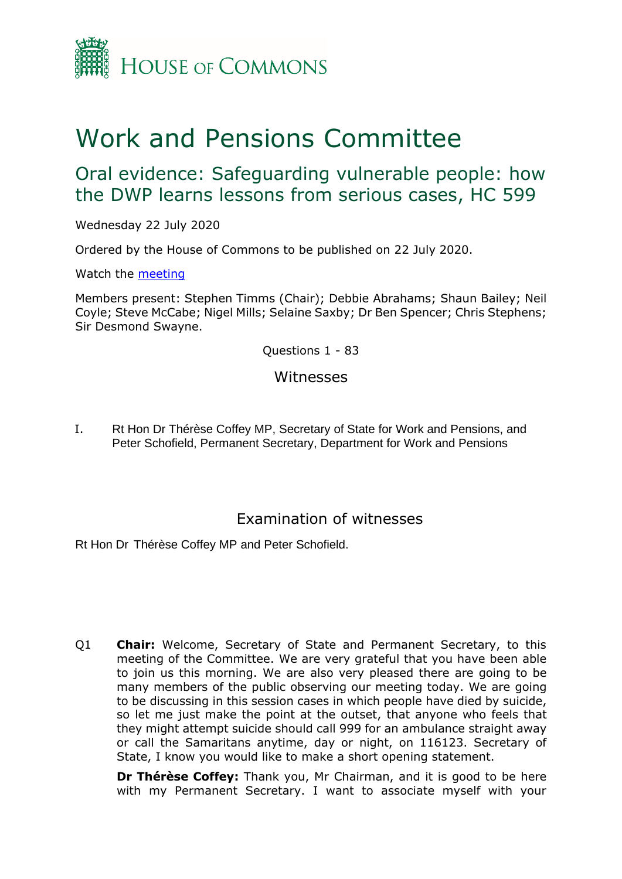HOUSE OF COMMONS

# Work and Pensions Committee

## Oral evidence: Safeguarding vulnerable people: how the DWP learns lessons from serious cases, HC 599

Wednesday 22 July 2020

Ordered by the House of Commons to be published on 22 July 2020.

Watch the [meeting](#)

Members present: Stephen Timms (Chair); Debbie Abrahams; Shaun Bailey; Neil Coyle; Steve McCabe; Nigel Mills; Selaine Saxby; Dr Ben Spencer; Chris Stephens; Sir Desmond Swayne.

Questions 1 - 83

### Witnesses

I. Rt Hon Dr Thérèse Coffey MP, Secretary of State for Work and Pensions, and Peter Schofield, Permanent Secretary, Department for Work and Pensions

### Examination of witnesses

Rt Hon Dr Thérèse Coffey MP and Peter Schofield.

Q1 **Chair:** Welcome, Secretary of State and Permanent Secretary, to this meeting of the Committee. We are very grateful that you have been able to join us this morning. We are also very pleased there are going to be many members of the public observing our meeting today. We are going to be discussing in this session cases in which people have died by suicide, so let me just make the point at the outset, that anyone who feels that they might attempt suicide should call 999 for an ambulance straight away or call the Samaritans anytime, day or night, on 116123. Secretary of State, I know you would like to make a short opening statement.

**Dr Thérèse Coffey:** Thank you, Mr Chairman, and it is good to be here with my Permanent Secretary. I want to associate myself with your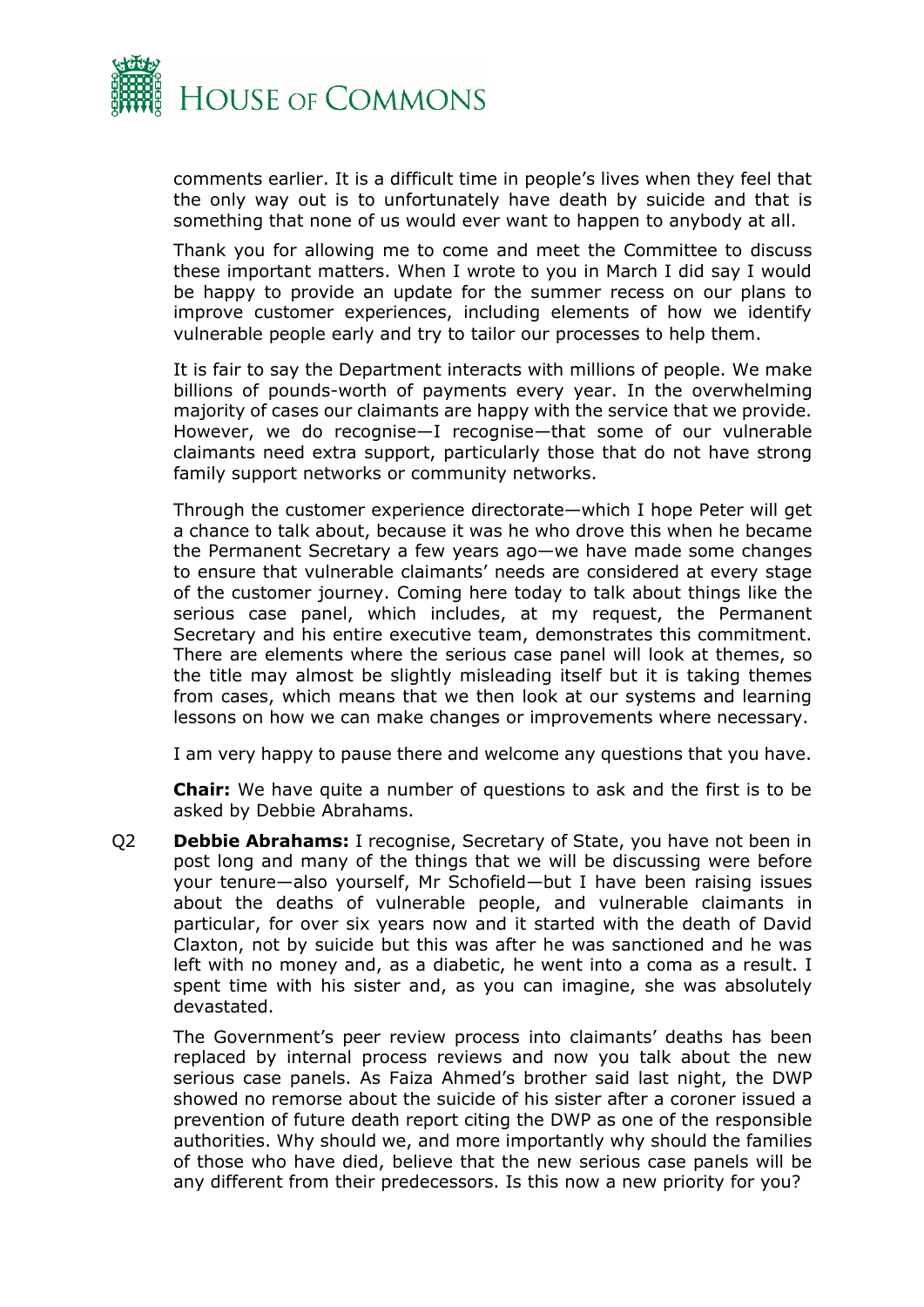comments earlier. It is a difficult time in people's lives when they feel that the only way out is to unfortunately have death by suicide and that is something that none of us would ever want to happen to anybody at all.

Thank you for allowing me to come and meet the Committee to discuss these important matters. When I wrote to you in March I did say I would be happy to provide an update for the summer recess on our plans to improve customer experiences, including elements of how we identify vulnerable people early and try to tailor our processes to help them.

It is fair to say the Department interacts with millions of people. We make billions of pounds-worth of payments every year. In the overwhelming majority of cases our claimants are happy with the service that we provide. However, we do recognise—I recognise—that some of our vulnerable claimants need extra support, particularly those that do not have strong family support networks or community networks.

Through the customer experience directorate—which I hope Peter will get a chance to talk about, because it was he who drove this when he became the Permanent Secretary a few years ago—we have made some changes to ensure that vulnerable claimants' needs are considered at every stage of the customer journey. Coming here today to talk about things like the serious case panel, which includes, at my request, the Permanent Secretary and his entire executive team, demonstrates this commitment. There are elements where the serious case panel will look at themes, so the title may almost be slightly misleading itself but it is taking themes from cases, which means that we then look at our systems and learning lessons on how we can make changes or improvements where necessary.

I am very happy to pause there and welcome any questions that you have.

**Chair:** We have quite a number of questions to ask and the first is to be asked by Debbie Abrahams.

Q2 **Debbie Abrahams:** I recognise, Secretary of State, you have not been in post long and many of the things that we will be discussing were before your tenure—also yourself, Mr Schofield—but I have been raising issues about the deaths of vulnerable people, and vulnerable claimants in particular, for over six years now and it started with the death of David Claxton, not by suicide but this was after he was sanctioned and he was left with no money and, as a diabetic, he went into a coma as a result. I spent time with his sister and, as you can imagine, she was absolutely devastated.

The Government's peer review process into claimants' deaths has been replaced by internal process reviews and now you talk about the new serious case panels. As Faiza Ahmed's brother said last night, the DWP showed no remorse about the suicide of his sister after a coroner issued a prevention of future death report citing the DWP as one of the responsible authorities. Why should we, and more importantly why should the families of those who have died, believe that the new serious case panels will be any different from their predecessors. Is this now a new priority for you?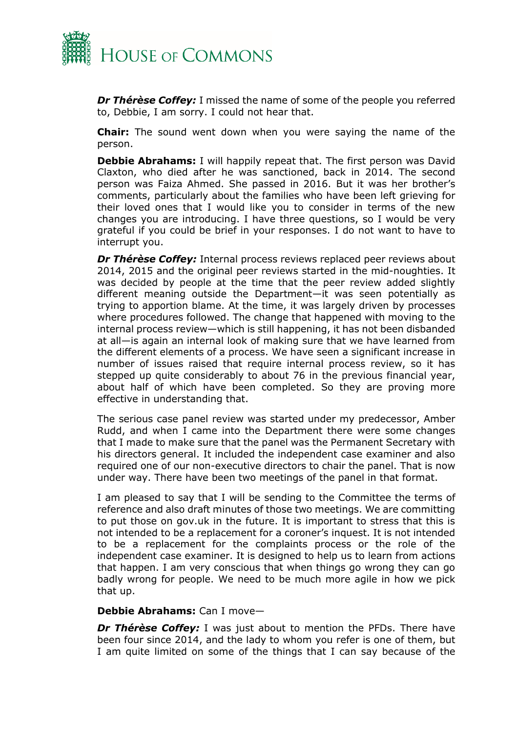***Dr Thérèse Coffey:*** I missed the name of some of the people you referred to, Debbie, I am sorry. I could not hear that.

**Chair:** The sound went down when you were saying the name of the person.

**Debbie Abrahams:** I will happily repeat that. The first person was David Claxton, who died after he was sanctioned, back in 2014. The second person was Faiza Ahmed. She passed in 2016. But it was her brother's comments, particularly about the families who have been left grieving for their loved ones that I would like you to consider in terms of the new changes you are introducing. I have three questions, so I would be very grateful if you could be brief in your responses. I do not want to have to interrupt you.

***Dr Thérèse Coffey:*** Internal process reviews replaced peer reviews about 2014, 2015 and the original peer reviews started in the mid-noughties. It was decided by people at the time that the peer review added slightly different meaning outside the Department—it was seen potentially as trying to apportion blame. At the time, it was largely driven by processes where procedures followed. The change that happened with moving to the internal process review—which is still happening, it has not been disbanded at all—is again an internal look of making sure that we have learned from the different elements of a process. We have seen a significant increase in number of issues raised that require internal process review, so it has stepped up quite considerably to about 76 in the previous financial year, about half of which have been completed. So they are proving more effective in understanding that.

The serious case panel review was started under my predecessor, Amber Rudd, and when I came into the Department there were some changes that I made to make sure that the panel was the Permanent Secretary with his directors general. It included the independent case examiner and also required one of our non-executive directors to chair the panel. That is now under way. There have been two meetings of the panel in that format.

I am pleased to say that I will be sending to the Committee the terms of reference and also draft minutes of those two meetings. We are committing to put those on gov.uk in the future. It is important to stress that this is not intended to be a replacement for a coroner's inquest. It is not intended to be a replacement for the complaints process or the role of the independent case examiner. It is designed to help us to learn from actions that happen. I am very conscious that when things go wrong they can go badly wrong for people. We need to be much more agile in how we pick that up.

**Debbie Abrahams:** Can I move—

***Dr Thérèse Coffey:*** I was just about to mention the PFDs. There have been four since 2014, and the lady to whom you refer is one of them, but I am quite limited on some of the things that I can say because of the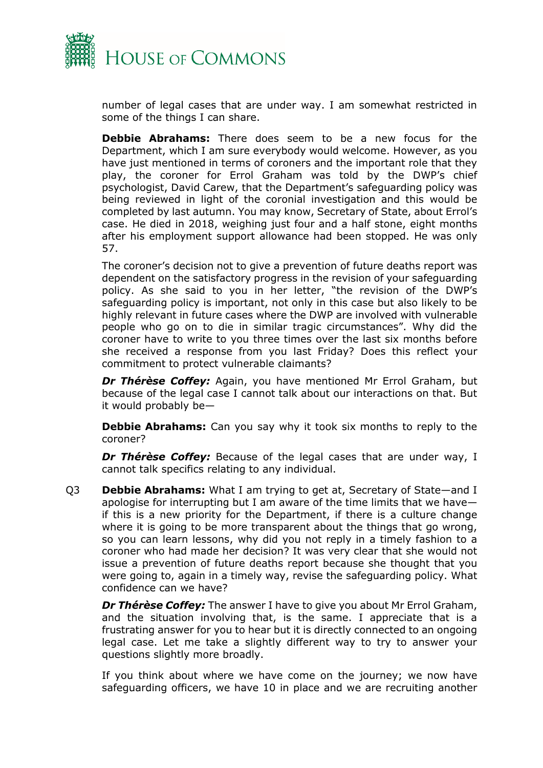number of legal cases that are under way. I am somewhat restricted in some of the things I can share.

**Debbie Abrahams:** There does seem to be a new focus for the Department, which I am sure everybody would welcome. However, as you have just mentioned in terms of coroners and the important role that they play, the coroner for Errol Graham was told by the DWP's chief psychologist, David Carew, that the Department's safeguarding policy was being reviewed in light of the coronial investigation and this would be completed by last autumn. You may know, Secretary of State, about Errol's case. He died in 2018, weighing just four and a half stone, eight months after his employment support allowance had been stopped. He was only 57.

The coroner's decision not to give a prevention of future deaths report was dependent on the satisfactory progress in the revision of your safeguarding policy. As she said to you in her letter, "the revision of the DWP's safeguarding policy is important, not only in this case but also likely to be highly relevant in future cases where the DWP are involved with vulnerable people who go on to die in similar tragic circumstances". Why did the coroner have to write to you three times over the last six months before she received a response from you last Friday? Does this reflect your commitment to protect vulnerable claimants?

***Dr Thérèse Coffey:*** Again, you have mentioned Mr Errol Graham, but because of the legal case I cannot talk about our interactions on that. But it would probably be—

**Debbie Abrahams:** Can you say why it took six months to reply to the coroner?

***Dr Thérèse Coffey:*** Because of the legal cases that are under way, I cannot talk specifics relating to any individual.

Q3 **Debbie Abrahams:** What I am trying to get at, Secretary of State—and I apologise for interrupting but I am aware of the time limits that we have—if this is a new priority for the Department, if there is a culture change where it is going to be more transparent about the things that go wrong, so you can learn lessons, why did you not reply in a timely fashion to a coroner who had made her decision? It was very clear that she would not issue a prevention of future deaths report because she thought that you were going to, again in a timely way, revise the safeguarding policy. What confidence can we have?

***Dr Thérèse Coffey:*** The answer I have to give you about Mr Errol Graham, and the situation involving that, is the same. I appreciate that is a frustrating answer for you to hear but it is directly connected to an ongoing legal case. Let me take a slightly different way to try to answer your questions slightly more broadly.

If you think about where we have come on the journey; we now have safeguarding officers, we have 10 in place and we are recruiting another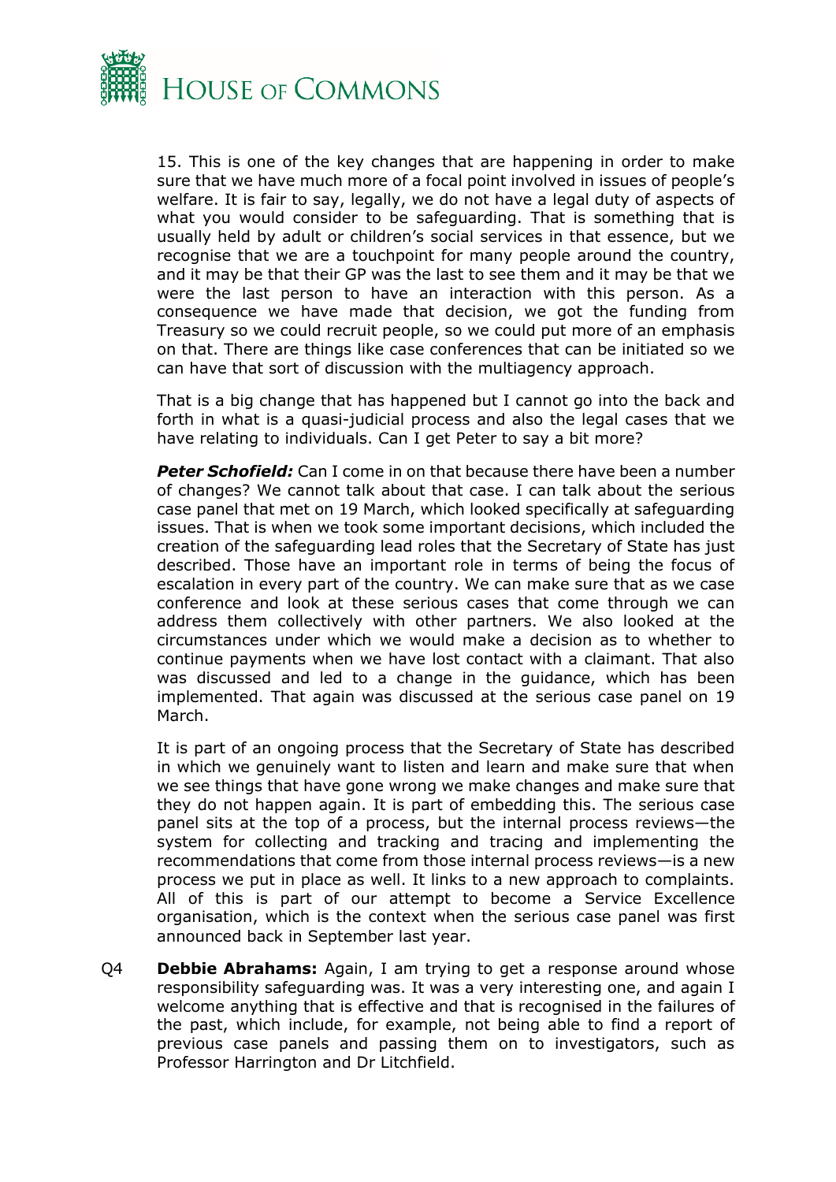15. This is one of the key changes that are happening in order to make sure that we have much more of a focal point involved in issues of people's welfare. It is fair to say, legally, we do not have a legal duty of aspects of what you would consider to be safeguarding. That is something that is usually held by adult or children's social services in that essence, but we recognise that we are a touchpoint for many people around the country, and it may be that their GP was the last to see them and it may be that we were the last person to have an interaction with this person. As a consequence we have made that decision, we got the funding from Treasury so we could recruit people, so we could put more of an emphasis on that. There are things like case conferences that can be initiated so we can have that sort of discussion with the multiagency approach.

That is a big change that has happened but I cannot go into the back and forth in what is a quasi-judicial process and also the legal cases that we have relating to individuals. Can I get Peter to say a bit more?

***Peter Schofield:*** Can I come in on that because there have been a number of changes? We cannot talk about that case. I can talk about the serious case panel that met on 19 March, which looked specifically at safeguarding issues. That is when we took some important decisions, which included the creation of the safeguarding lead roles that the Secretary of State has just described. Those have an important role in terms of being the focus of escalation in every part of the country. We can make sure that as we case conference and look at these serious cases that come through we can address them collectively with other partners. We also looked at the circumstances under which we would make a decision as to whether to continue payments when we have lost contact with a claimant. That also was discussed and led to a change in the guidance, which has been implemented. That again was discussed at the serious case panel on 19 March.

It is part of an ongoing process that the Secretary of State has described in which we genuinely want to listen and learn and make sure that when we see things that have gone wrong we make changes and make sure that they do not happen again. It is part of embedding this. The serious case panel sits at the top of a process, but the internal process reviews—the system for collecting and tracking and tracing and implementing the recommendations that come from those internal process reviews—is a new process we put in place as well. It links to a new approach to complaints. All of this is part of our attempt to become a Service Excellence organisation, which is the context when the serious case panel was first announced back in September last year.

Q4 **Debbie Abrahams:** Again, I am trying to get a response around whose responsibility safeguarding was. It was a very interesting one, and again I welcome anything that is effective and that is recognised in the failures of the past, which include, for example, not being able to find a report of previous case panels and passing them on to investigators, such as Professor Harrington and Dr Litchfield.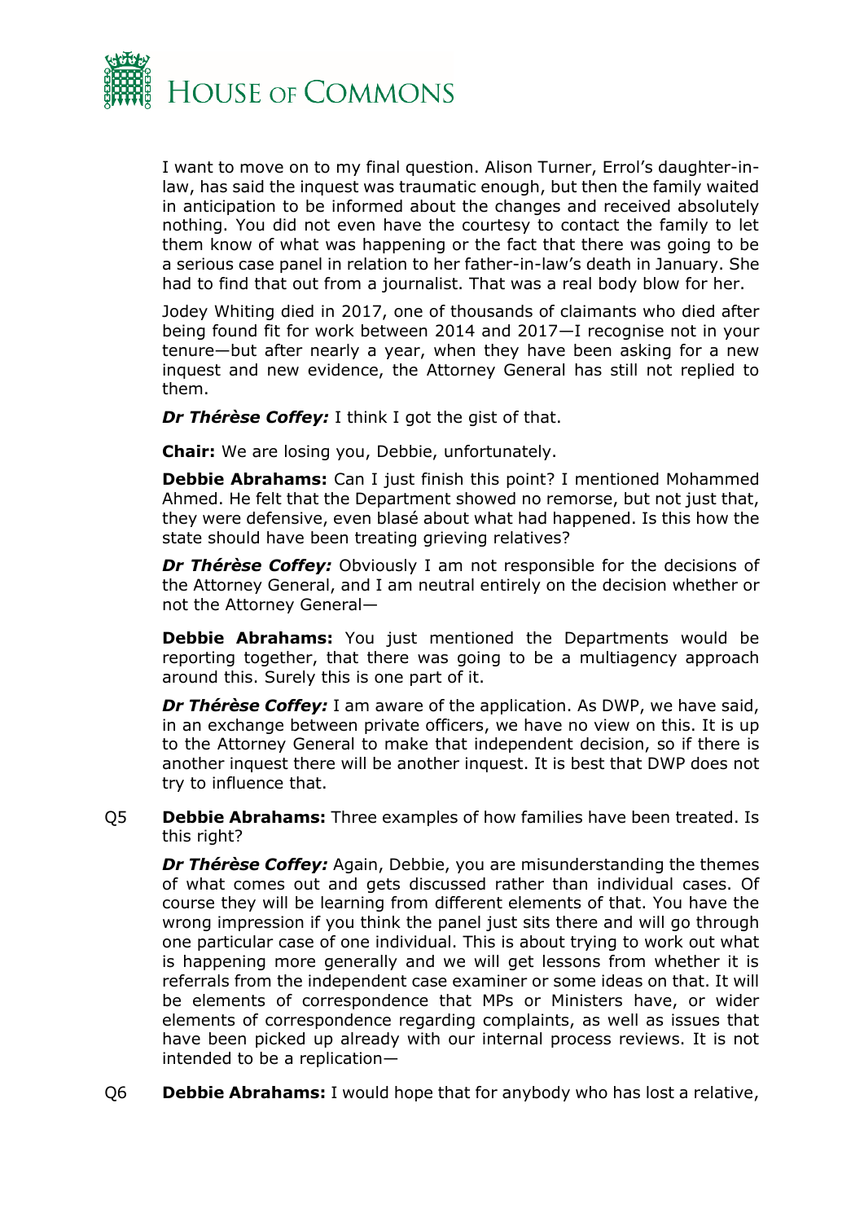I want to move on to my final question. Alison Turner, Errol's daughter-in-law, has said the inquest was traumatic enough, but then the family waited in anticipation to be informed about the changes and received absolutely nothing. You did not even have the courtesy to contact the family to let them know of what was happening or the fact that there was going to be a serious case panel in relation to her father-in-law's death in January. She had to find that out from a journalist. That was a real body blow for her.

Jodey Whiting died in 2017, one of thousands of claimants who died after being found fit for work between 2014 and 2017—I recognise not in your tenure—but after nearly a year, when they have been asking for a new inquest and new evidence, the Attorney General has still not replied to them.

***Dr Thérèse Coffey:*** I think I got the gist of that.

**Chair:** We are losing you, Debbie, unfortunately.

**Debbie Abrahams:** Can I just finish this point? I mentioned Mohammed Ahmed. He felt that the Department showed no remorse, but not just that, they were defensive, even blasé about what had happened. Is this how the state should have been treating grieving relatives?

***Dr Thérèse Coffey:*** Obviously I am not responsible for the decisions of the Attorney General, and I am neutral entirely on the decision whether or not the Attorney General—

**Debbie Abrahams:** You just mentioned the Departments would be reporting together, that there was going to be a multiagency approach around this. Surely this is one part of it.

***Dr Thérèse Coffey:*** I am aware of the application. As DWP, we have said, in an exchange between private officers, we have no view on this. It is up to the Attorney General to make that independent decision, so if there is another inquest there will be another inquest. It is best that DWP does not try to influence that.

Q5 **Debbie Abrahams:** Three examples of how families have been treated. Is this right?

***Dr Thérèse Coffey:*** Again, Debbie, you are misunderstanding the themes of what comes out and gets discussed rather than individual cases. Of course they will be learning from different elements of that. You have the wrong impression if you think the panel just sits there and will go through one particular case of one individual. This is about trying to work out what is happening more generally and we will get lessons from whether it is referrals from the independent case examiner or some ideas on that. It will be elements of correspondence that MPs or Ministers have, or wider elements of correspondence regarding complaints, as well as issues that have been picked up already with our internal process reviews. It is not intended to be a replication—

Q6 **Debbie Abrahams:** I would hope that for anybody who has lost a relative,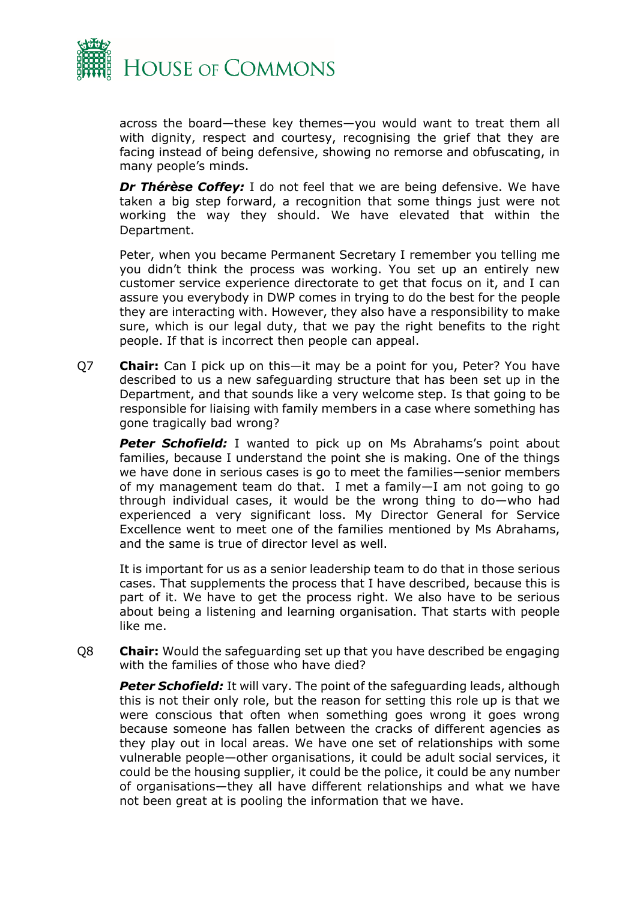across the board—these key themes—you would want to treat them all with dignity, respect and courtesy, recognising the grief that they are facing instead of being defensive, showing no remorse and obfuscating, in many people's minds.

***Dr Thérèse Coffey:*** I do not feel that we are being defensive. We have taken a big step forward, a recognition that some things just were not working the way they should. We have elevated that within the Department.

Peter, when you became Permanent Secretary I remember you telling me you didn't think the process was working. You set up an entirely new customer service experience directorate to get that focus on it, and I can assure you everybody in DWP comes in trying to do the best for the people they are interacting with. However, they also have a responsibility to make sure, which is our legal duty, that we pay the right benefits to the right people. If that is incorrect then people can appeal.

Q7 **Chair:** Can I pick up on this—it may be a point for you, Peter? You have described to us a new safeguarding structure that has been set up in the Department, and that sounds like a very welcome step. Is that going to be responsible for liaising with family members in a case where something has gone tragically bad wrong?

***Peter Schofield:*** I wanted to pick up on Ms Abrahams's point about families, because I understand the point she is making. One of the things we have done in serious cases is go to meet the families—senior members of my management team do that. I met a family—I am not going to go through individual cases, it would be the wrong thing to do—who had experienced a very significant loss. My Director General for Service Excellence went to meet one of the families mentioned by Ms Abrahams, and the same is true of director level as well.

It is important for us as a senior leadership team to do that in those serious cases. That supplements the process that I have described, because this is part of it. We have to get the process right. We also have to be serious about being a listening and learning organisation. That starts with people like me.

Q8 **Chair:** Would the safeguarding set up that you have described be engaging with the families of those who have died?

***Peter Schofield:*** It will vary. The point of the safeguarding leads, although this is not their only role, but the reason for setting this role up is that we were conscious that often when something goes wrong it goes wrong because someone has fallen between the cracks of different agencies as they play out in local areas. We have one set of relationships with some vulnerable people—other organisations, it could be adult social services, it could be the housing supplier, it could be the police, it could be any number of organisations—they all have different relationships and what we have not been great at is pooling the information that we have.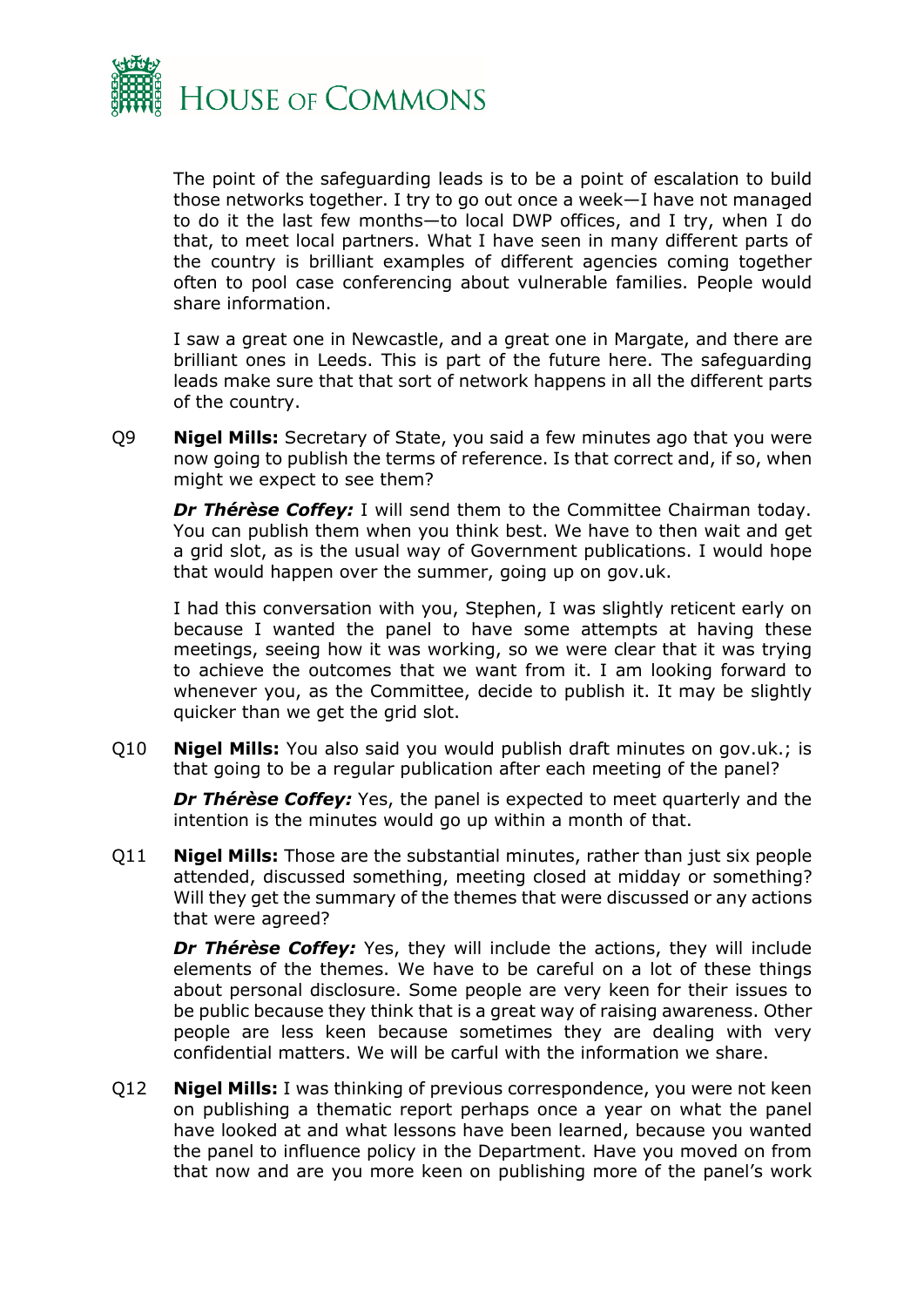The point of the safeguarding leads is to be a point of escalation to build those networks together. I try to go out once a week—I have not managed to do it the last few months—to local DWP offices, and I try, when I do that, to meet local partners. What I have seen in many different parts of the country is brilliant examples of different agencies coming together often to pool case conferencing about vulnerable families. People would share information.

I saw a great one in Newcastle, and a great one in Margate, and there are brilliant ones in Leeds. This is part of the future here. The safeguarding leads make sure that that sort of network happens in all the different parts of the country.

Q9 **Nigel Mills:** Secretary of State, you said a few minutes ago that you were now going to publish the terms of reference. Is that correct and, if so, when might we expect to see them?

***Dr Thérèse Coffey:*** I will send them to the Committee Chairman today. You can publish them when you think best. We have to then wait and get a grid slot, as is the usual way of Government publications. I would hope that would happen over the summer, going up on gov.uk.

I had this conversation with you, Stephen, I was slightly reticent early on because I wanted the panel to have some attempts at having these meetings, seeing how it was working, so we were clear that it was trying to achieve the outcomes that we want from it. I am looking forward to whenever you, as the Committee, decide to publish it. It may be slightly quicker than we get the grid slot.

Q10 **Nigel Mills:** You also said you would publish draft minutes on gov.uk.; is that going to be a regular publication after each meeting of the panel?

***Dr Thérèse Coffey:*** Yes, the panel is expected to meet quarterly and the intention is the minutes would go up within a month of that.

Q11 **Nigel Mills:** Those are the substantial minutes, rather than just six people attended, discussed something, meeting closed at midday or something? Will they get the summary of the themes that were discussed or any actions that were agreed?

***Dr Thérèse Coffey:*** Yes, they will include the actions, they will include elements of the themes. We have to be careful on a lot of these things about personal disclosure. Some people are very keen for their issues to be public because they think that is a great way of raising awareness. Other people are less keen because sometimes they are dealing with very confidential matters. We will be carful with the information we share.

Q12 **Nigel Mills:** I was thinking of previous correspondence, you were not keen on publishing a thematic report perhaps once a year on what the panel have looked at and what lessons have been learned, because you wanted the panel to influence policy in the Department. Have you moved on from that now and are you more keen on publishing more of the panel's work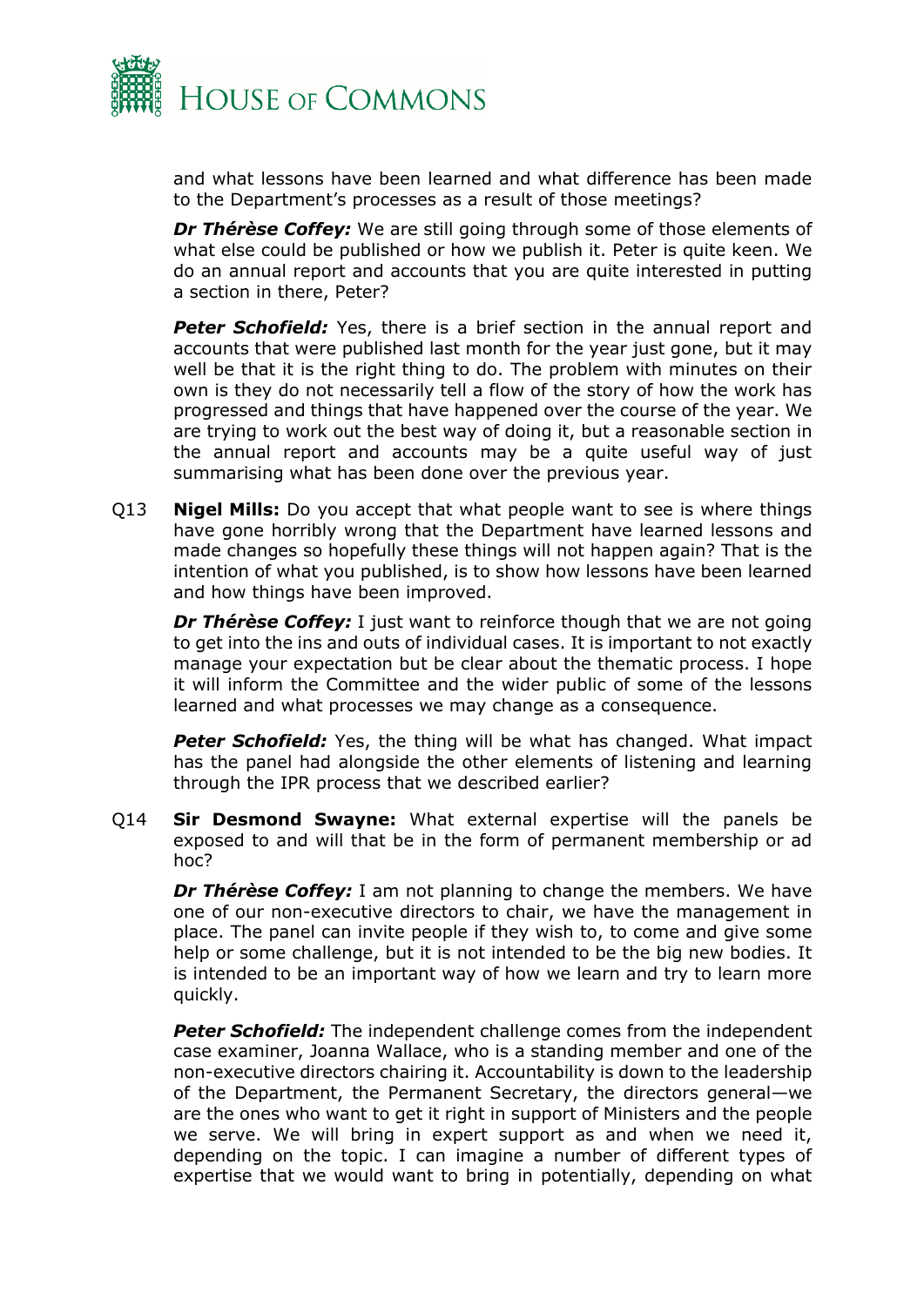and what lessons have been learned and what difference has been made to the Department's processes as a result of those meetings?

***Dr Thérèse Coffey:*** We are still going through some of those elements of what else could be published or how we publish it. Peter is quite keen. We do an annual report and accounts that you are quite interested in putting a section in there, Peter?

***Peter Schofield:*** Yes, there is a brief section in the annual report and accounts that were published last month for the year just gone, but it may well be that it is the right thing to do. The problem with minutes on their own is they do not necessarily tell a flow of the story of how the work has progressed and things that have happened over the course of the year. We are trying to work out the best way of doing it, but a reasonable section in the annual report and accounts may be a quite useful way of just summarising what has been done over the previous year.

Q13 **Nigel Mills:** Do you accept that what people want to see is where things have gone horribly wrong that the Department have learned lessons and made changes so hopefully these things will not happen again? That is the intention of what you published, is to show how lessons have been learned and how things have been improved.

***Dr Thérèse Coffey:*** I just want to reinforce though that we are not going to get into the ins and outs of individual cases. It is important to not exactly manage your expectation but be clear about the thematic process. I hope it will inform the Committee and the wider public of some of the lessons learned and what processes we may change as a consequence.

***Peter Schofield:*** Yes, the thing will be what has changed. What impact has the panel had alongside the other elements of listening and learning through the IPR process that we described earlier?

Q14 **Sir Desmond Swayne:** What external expertise will the panels be exposed to and will that be in the form of permanent membership or ad hoc?

***Dr Thérèse Coffey:*** I am not planning to change the members. We have one of our non-executive directors to chair, we have the management in place. The panel can invite people if they wish to, to come and give some help or some challenge, but it is not intended to be the big new bodies. It is intended to be an important way of how we learn and try to learn more quickly.

***Peter Schofield:*** The independent challenge comes from the independent case examiner, Joanna Wallace, who is a standing member and one of the non-executive directors chairing it. Accountability is down to the leadership of the Department, the Permanent Secretary, the directors general—we are the ones who want to get it right in support of Ministers and the people we serve. We will bring in expert support as and when we need it, depending on the topic. I can imagine a number of different types of expertise that we would want to bring in potentially, depending on what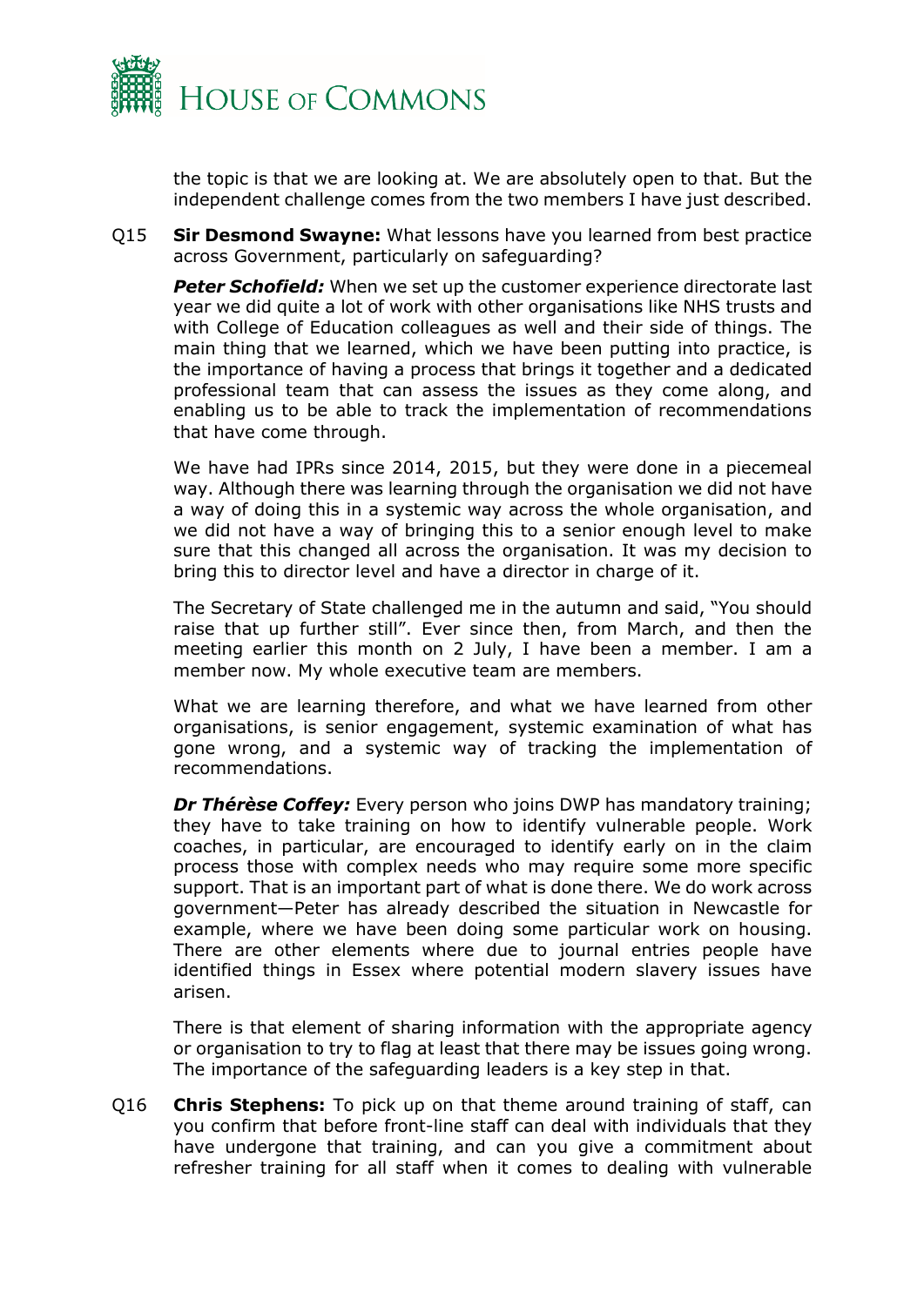the topic is that we are looking at. We are absolutely open to that. But the independent challenge comes from the two members I have just described.

Q15 **Sir Desmond Swayne:** What lessons have you learned from best practice across Government, particularly on safeguarding?

***Peter Schofield:*** When we set up the customer experience directorate last year we did quite a lot of work with other organisations like NHS trusts and with College of Education colleagues as well and their side of things. The main thing that we learned, which we have been putting into practice, is the importance of having a process that brings it together and a dedicated professional team that can assess the issues as they come along, and enabling us to be able to track the implementation of recommendations that have come through.

We have had IPRs since 2014, 2015, but they were done in a piecemeal way. Although there was learning through the organisation we did not have a way of doing this in a systemic way across the whole organisation, and we did not have a way of bringing this to a senior enough level to make sure that this changed all across the organisation. It was my decision to bring this to director level and have a director in charge of it.

The Secretary of State challenged me in the autumn and said, "You should raise that up further still". Ever since then, from March, and then the meeting earlier this month on 2 July, I have been a member. I am a member now. My whole executive team are members.

What we are learning therefore, and what we have learned from other organisations, is senior engagement, systemic examination of what has gone wrong, and a systemic way of tracking the implementation of recommendations.

***Dr Thérèse Coffey:*** Every person who joins DWP has mandatory training; they have to take training on how to identify vulnerable people. Work coaches, in particular, are encouraged to identify early on in the claim process those with complex needs who may require some more specific support. That is an important part of what is done there. We do work across government—Peter has already described the situation in Newcastle for example, where we have been doing some particular work on housing. There are other elements where due to journal entries people have identified things in Essex where potential modern slavery issues have arisen.

There is that element of sharing information with the appropriate agency or organisation to try to flag at least that there may be issues going wrong. The importance of the safeguarding leaders is a key step in that.

Q16 **Chris Stephens:** To pick up on that theme around training of staff, can you confirm that before front-line staff can deal with individuals that they have undergone that training, and can you give a commitment about refresher training for all staff when it comes to dealing with vulnerable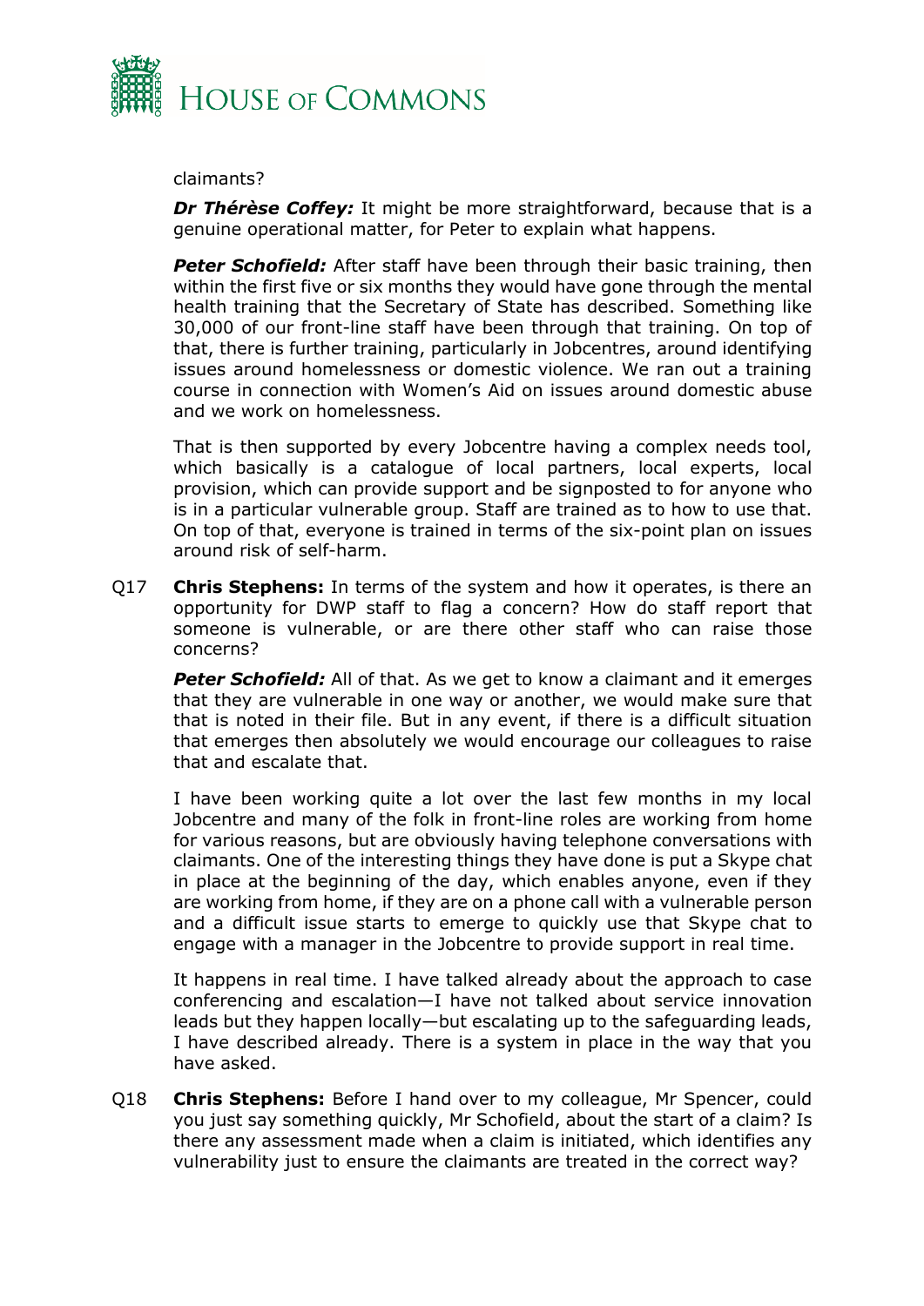claimants?

***Dr Thérèse Coffey:*** It might be more straightforward, because that is a genuine operational matter, for Peter to explain what happens.

***Peter Schofield:*** After staff have been through their basic training, then within the first five or six months they would have gone through the mental health training that the Secretary of State has described. Something like 30,000 of our front-line staff have been through that training. On top of that, there is further training, particularly in Jobcentres, around identifying issues around homelessness or domestic violence. We ran out a training course in connection with Women's Aid on issues around domestic abuse and we work on homelessness.

That is then supported by every Jobcentre having a complex needs tool, which basically is a catalogue of local partners, local experts, local provision, which can provide support and be signposted to for anyone who is in a particular vulnerable group. Staff are trained as to how to use that. On top of that, everyone is trained in terms of the six-point plan on issues around risk of self-harm.

Q17 **Chris Stephens:** In terms of the system and how it operates, is there an opportunity for DWP staff to flag a concern? How do staff report that someone is vulnerable, or are there other staff who can raise those concerns?

***Peter Schofield:*** All of that. As we get to know a claimant and it emerges that they are vulnerable in one way or another, we would make sure that that is noted in their file. But in any event, if there is a difficult situation that emerges then absolutely we would encourage our colleagues to raise that and escalate that.

I have been working quite a lot over the last few months in my local Jobcentre and many of the folk in front-line roles are working from home for various reasons, but are obviously having telephone conversations with claimants. One of the interesting things they have done is put a Skype chat in place at the beginning of the day, which enables anyone, even if they are working from home, if they are on a phone call with a vulnerable person and a difficult issue starts to emerge to quickly use that Skype chat to engage with a manager in the Jobcentre to provide support in real time.

It happens in real time. I have talked already about the approach to case conferencing and escalation—I have not talked about service innovation leads but they happen locally—but escalating up to the safeguarding leads, I have described already. There is a system in place in the way that you have asked.

Q18 **Chris Stephens:** Before I hand over to my colleague, Mr Spencer, could you just say something quickly, Mr Schofield, about the start of a claim? Is there any assessment made when a claim is initiated, which identifies any vulnerability just to ensure the claimants are treated in the correct way?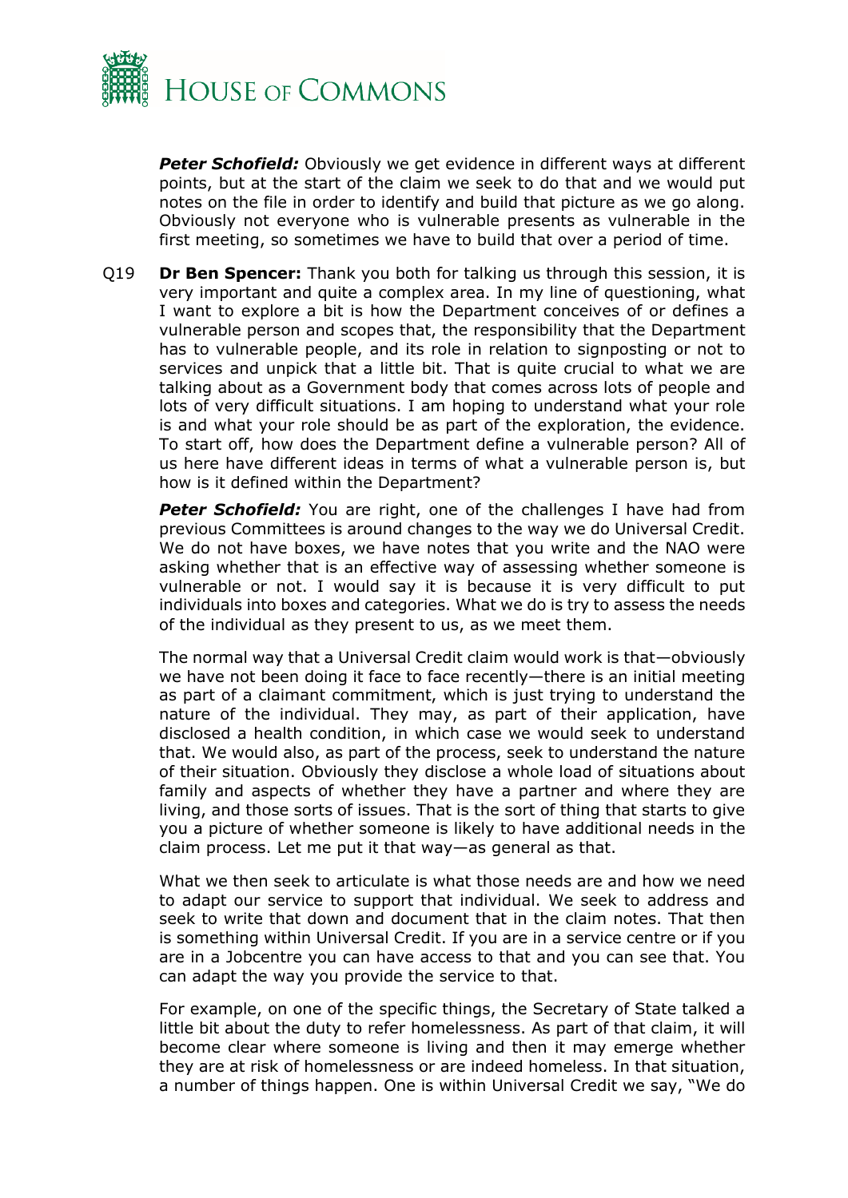***Peter Schofield:*** Obviously we get evidence in different ways at different points, but at the start of the claim we seek to do that and we would put notes on the file in order to identify and build that picture as we go along. Obviously not everyone who is vulnerable presents as vulnerable in the first meeting, so sometimes we have to build that over a period of time.

Q19 **Dr Ben Spencer:** Thank you both for talking us through this session, it is very important and quite a complex area. In my line of questioning, what I want to explore a bit is how the Department conceives of or defines a vulnerable person and scopes that, the responsibility that the Department has to vulnerable people, and its role in relation to signposting or not to services and unpick that a little bit. That is quite crucial to what we are talking about as a Government body that comes across lots of people and lots of very difficult situations. I am hoping to understand what your role is and what your role should be as part of the exploration, the evidence. To start off, how does the Department define a vulnerable person? All of us here have different ideas in terms of what a vulnerable person is, but how is it defined within the Department?

***Peter Schofield:*** You are right, one of the challenges I have had from previous Committees is around changes to the way we do Universal Credit. We do not have boxes, we have notes that you write and the NAO were asking whether that is an effective way of assessing whether someone is vulnerable or not. I would say it is because it is very difficult to put individuals into boxes and categories. What we do is try to assess the needs of the individual as they present to us, as we meet them.

The normal way that a Universal Credit claim would work is that—obviously we have not been doing it face to face recently—there is an initial meeting as part of a claimant commitment, which is just trying to understand the nature of the individual. They may, as part of their application, have disclosed a health condition, in which case we would seek to understand that. We would also, as part of the process, seek to understand the nature of their situation. Obviously they disclose a whole load of situations about family and aspects of whether they have a partner and where they are living, and those sorts of issues. That is the sort of thing that starts to give you a picture of whether someone is likely to have additional needs in the claim process. Let me put it that way—as general as that.

What we then seek to articulate is what those needs are and how we need to adapt our service to support that individual. We seek to address and seek to write that down and document that in the claim notes. That then is something within Universal Credit. If you are in a service centre or if you are in a Jobcentre you can have access to that and you can see that. You can adapt the way you provide the service to that.

For example, on one of the specific things, the Secretary of State talked a little bit about the duty to refer homelessness. As part of that claim, it will become clear where someone is living and then it may emerge whether they are at risk of homelessness or are indeed homeless. In that situation, a number of things happen. One is within Universal Credit we say, "We do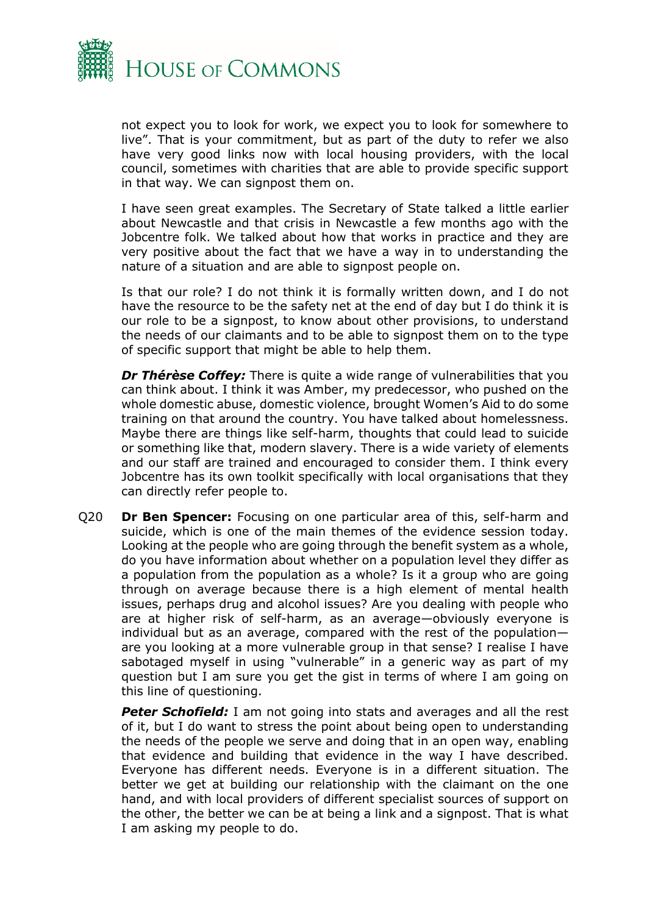not expect you to look for work, we expect you to look for somewhere to live". That is your commitment, but as part of the duty to refer we also have very good links now with local housing providers, with the local council, sometimes with charities that are able to provide specific support in that way. We can signpost them on.

I have seen great examples. The Secretary of State talked a little earlier about Newcastle and that crisis in Newcastle a few months ago with the Jobcentre folk. We talked about how that works in practice and they are very positive about the fact that we have a way in to understanding the nature of a situation and are able to signpost people on.

Is that our role? I do not think it is formally written down, and I do not have the resource to be the safety net at the end of day but I do think it is our role to be a signpost, to know about other provisions, to understand the needs of our claimants and to be able to signpost them on to the type of specific support that might be able to help them.

***Dr Thérèse Coffey:*** There is quite a wide range of vulnerabilities that you can think about. I think it was Amber, my predecessor, who pushed on the whole domestic abuse, domestic violence, brought Women's Aid to do some training on that around the country. You have talked about homelessness. Maybe there are things like self-harm, thoughts that could lead to suicide or something like that, modern slavery. There is a wide variety of elements and our staff are trained and encouraged to consider them. I think every Jobcentre has its own toolkit specifically with local organisations that they can directly refer people to.

Q20 **Dr Ben Spencer:** Focusing on one particular area of this, self-harm and suicide, which is one of the main themes of the evidence session today. Looking at the people who are going through the benefit system as a whole, do you have information about whether on a population level they differ as a population from the population as a whole? Is it a group who are going through on average because there is a high element of mental health issues, perhaps drug and alcohol issues? Are you dealing with people who are at higher risk of self-harm, as an average—obviously everyone is individual but as an average, compared with the rest of the population—are you looking at a more vulnerable group in that sense? I realise I have sabotaged myself in using "vulnerable" in a generic way as part of my question but I am sure you get the gist in terms of where I am going on this line of questioning.

***Peter Schofield:*** I am not going into stats and averages and all the rest of it, but I do want to stress the point about being open to understanding the needs of the people we serve and doing that in an open way, enabling that evidence and building that evidence in the way I have described. Everyone has different needs. Everyone is in a different situation. The better we get at building our relationship with the claimant on the one hand, and with local providers of different specialist sources of support on the other, the better we can be at being a link and a signpost. That is what I am asking my people to do.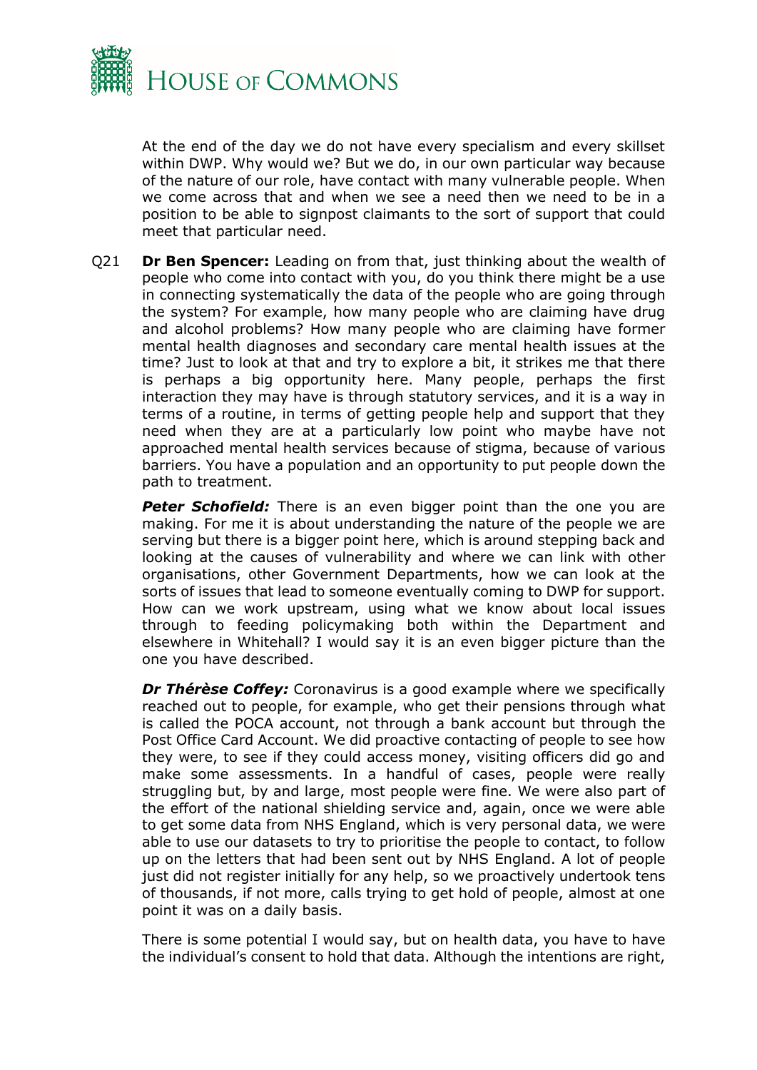At the end of the day we do not have every specialism and every skillset within DWP. Why would we? But we do, in our own particular way because of the nature of our role, have contact with many vulnerable people. When we come across that and when we see a need then we need to be in a position to be able to signpost claimants to the sort of support that could meet that particular need.

Q21 **Dr Ben Spencer:** Leading on from that, just thinking about the wealth of people who come into contact with you, do you think there might be a use in connecting systematically the data of the people who are going through the system? For example, how many people who are claiming have drug and alcohol problems? How many people who are claiming have former mental health diagnoses and secondary care mental health issues at the time? Just to look at that and try to explore a bit, it strikes me that there is perhaps a big opportunity here. Many people, perhaps the first interaction they may have is through statutory services, and it is a way in terms of a routine, in terms of getting people help and support that they need when they are at a particularly low point who maybe have not approached mental health services because of stigma, because of various barriers. You have a population and an opportunity to put people down the path to treatment.

***Peter Schofield:*** There is an even bigger point than the one you are making. For me it is about understanding the nature of the people we are serving but there is a bigger point here, which is around stepping back and looking at the causes of vulnerability and where we can link with other organisations, other Government Departments, how we can look at the sorts of issues that lead to someone eventually coming to DWP for support. How can we work upstream, using what we know about local issues through to feeding policymaking both within the Department and elsewhere in Whitehall? I would say it is an even bigger picture than the one you have described.

***Dr Thérèse Coffey:*** Coronavirus is a good example where we specifically reached out to people, for example, who get their pensions through what is called the POCA account, not through a bank account but through the Post Office Card Account. We did proactive contacting of people to see how they were, to see if they could access money, visiting officers did go and make some assessments. In a handful of cases, people were really struggling but, by and large, most people were fine. We were also part of the effort of the national shielding service and, again, once we were able to get some data from NHS England, which is very personal data, we were able to use our datasets to try to prioritise the people to contact, to follow up on the letters that had been sent out by NHS England. A lot of people just did not register initially for any help, so we proactively undertook tens of thousands, if not more, calls trying to get hold of people, almost at one point it was on a daily basis.

There is some potential I would say, but on health data, you have to have the individual's consent to hold that data. Although the intentions are right,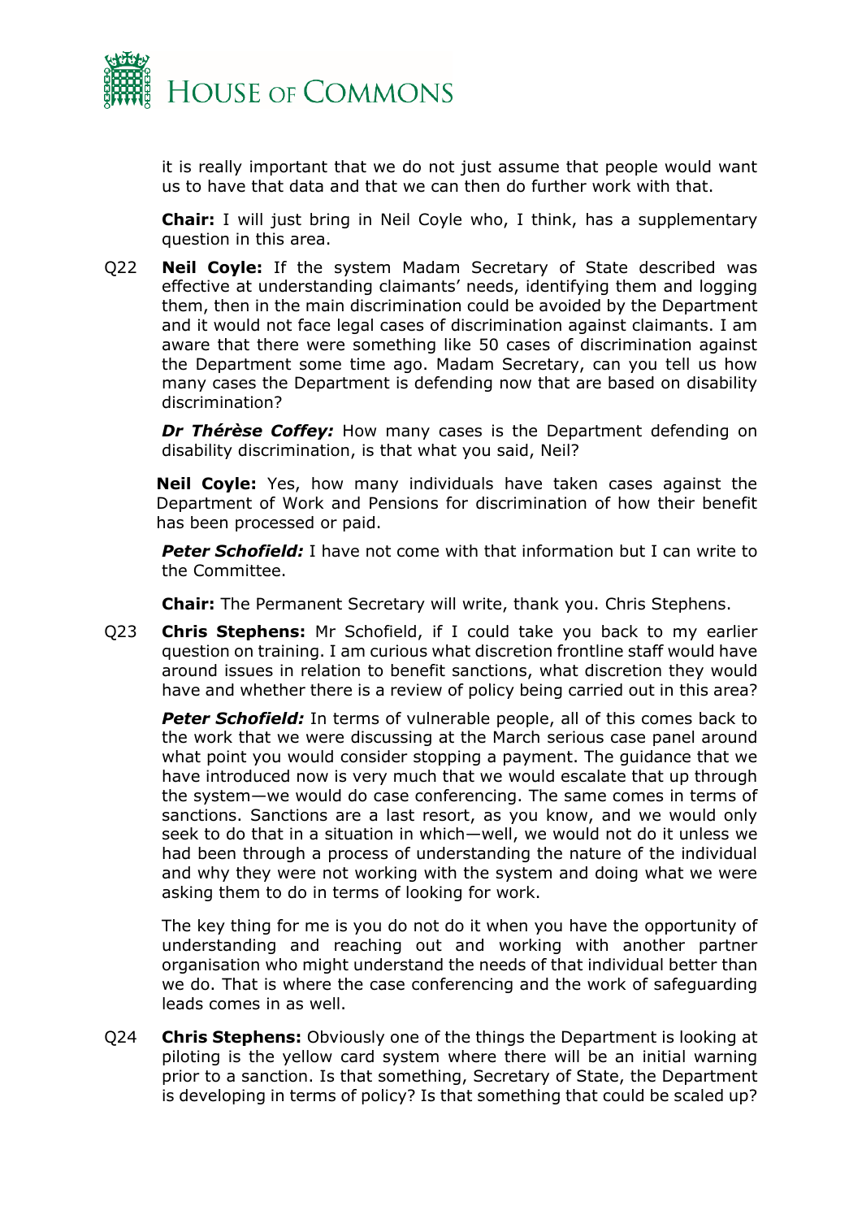it is really important that we do not just assume that people would want us to have that data and that we can then do further work with that.

**Chair:** I will just bring in Neil Coyle who, I think, has a supplementary question in this area.

Q22 **Neil Coyle:** If the system Madam Secretary of State described was effective at understanding claimants' needs, identifying them and logging them, then in the main discrimination could be avoided by the Department and it would not face legal cases of discrimination against claimants. I am aware that there were something like 50 cases of discrimination against the Department some time ago. Madam Secretary, can you tell us how many cases the Department is defending now that are based on disability discrimination?

***Dr Thérèse Coffey:*** How many cases is the Department defending on disability discrimination, is that what you said, Neil?

**Neil Coyle:** Yes, how many individuals have taken cases against the Department of Work and Pensions for discrimination of how their benefit has been processed or paid.

***Peter Schofield:*** I have not come with that information but I can write to the Committee.

**Chair:** The Permanent Secretary will write, thank you. Chris Stephens.

Q23 **Chris Stephens:** Mr Schofield, if I could take you back to my earlier question on training. I am curious what discretion frontline staff would have around issues in relation to benefit sanctions, what discretion they would have and whether there is a review of policy being carried out in this area?

***Peter Schofield:*** In terms of vulnerable people, all of this comes back to the work that we were discussing at the March serious case panel around what point you would consider stopping a payment. The guidance that we have introduced now is very much that we would escalate that up through the system—we would do case conferencing. The same comes in terms of sanctions. Sanctions are a last resort, as you know, and we would only seek to do that in a situation in which—well, we would not do it unless we had been through a process of understanding the nature of the individual and why they were not working with the system and doing what we were asking them to do in terms of looking for work.

The key thing for me is you do not do it when you have the opportunity of understanding and reaching out and working with another partner organisation who might understand the needs of that individual better than we do. That is where the case conferencing and the work of safeguarding leads comes in as well.

Q24 **Chris Stephens:** Obviously one of the things the Department is looking at piloting is the yellow card system where there will be an initial warning prior to a sanction. Is that something, Secretary of State, the Department is developing in terms of policy? Is that something that could be scaled up?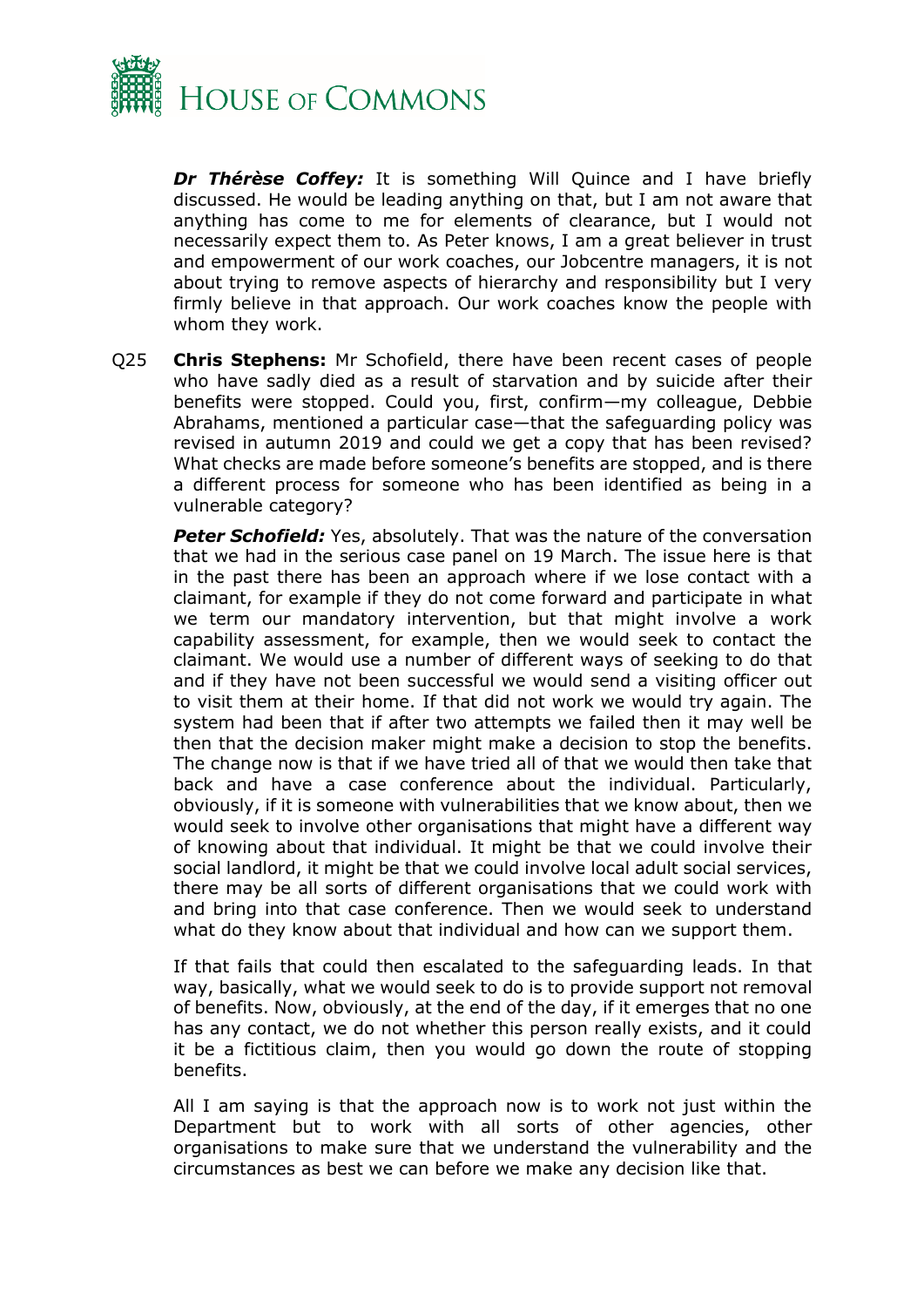***Dr Thérèse Coffey:*** It is something Will Quince and I have briefly discussed. He would be leading anything on that, but I am not aware that anything has come to me for elements of clearance, but I would not necessarily expect them to. As Peter knows, I am a great believer in trust and empowerment of our work coaches, our Jobcentre managers, it is not about trying to remove aspects of hierarchy and responsibility but I very firmly believe in that approach. Our work coaches know the people with whom they work.

Q25 **Chris Stephens:** Mr Schofield, there have been recent cases of people who have sadly died as a result of starvation and by suicide after their benefits were stopped. Could you, first, confirm—my colleague, Debbie Abrahams, mentioned a particular case—that the safeguarding policy was revised in autumn 2019 and could we get a copy that has been revised? What checks are made before someone's benefits are stopped, and is there a different process for someone who has been identified as being in a vulnerable category?

***Peter Schofield:*** Yes, absolutely. That was the nature of the conversation that we had in the serious case panel on 19 March. The issue here is that in the past there has been an approach where if we lose contact with a claimant, for example if they do not come forward and participate in what we term our mandatory intervention, but that might involve a work capability assessment, for example, then we would seek to contact the claimant. We would use a number of different ways of seeking to do that and if they have not been successful we would send a visiting officer out to visit them at their home. If that did not work we would try again. The system had been that if after two attempts we failed then it may well be then that the decision maker might make a decision to stop the benefits. The change now is that if we have tried all of that we would then take that back and have a case conference about the individual. Particularly, obviously, if it is someone with vulnerabilities that we know about, then we would seek to involve other organisations that might have a different way of knowing about that individual. It might be that we could involve their social landlord, it might be that we could involve local adult social services, there may be all sorts of different organisations that we could work with and bring into that case conference. Then we would seek to understand what do they know about that individual and how can we support them.

If that fails that could then escalated to the safeguarding leads. In that way, basically, what we would seek to do is to provide support not removal of benefits. Now, obviously, at the end of the day, if it emerges that no one has any contact, we do not whether this person really exists, and it could it be a fictitious claim, then you would go down the route of stopping benefits.

All I am saying is that the approach now is to work not just within the Department but to work with all sorts of other agencies, other organisations to make sure that we understand the vulnerability and the circumstances as best we can before we make any decision like that.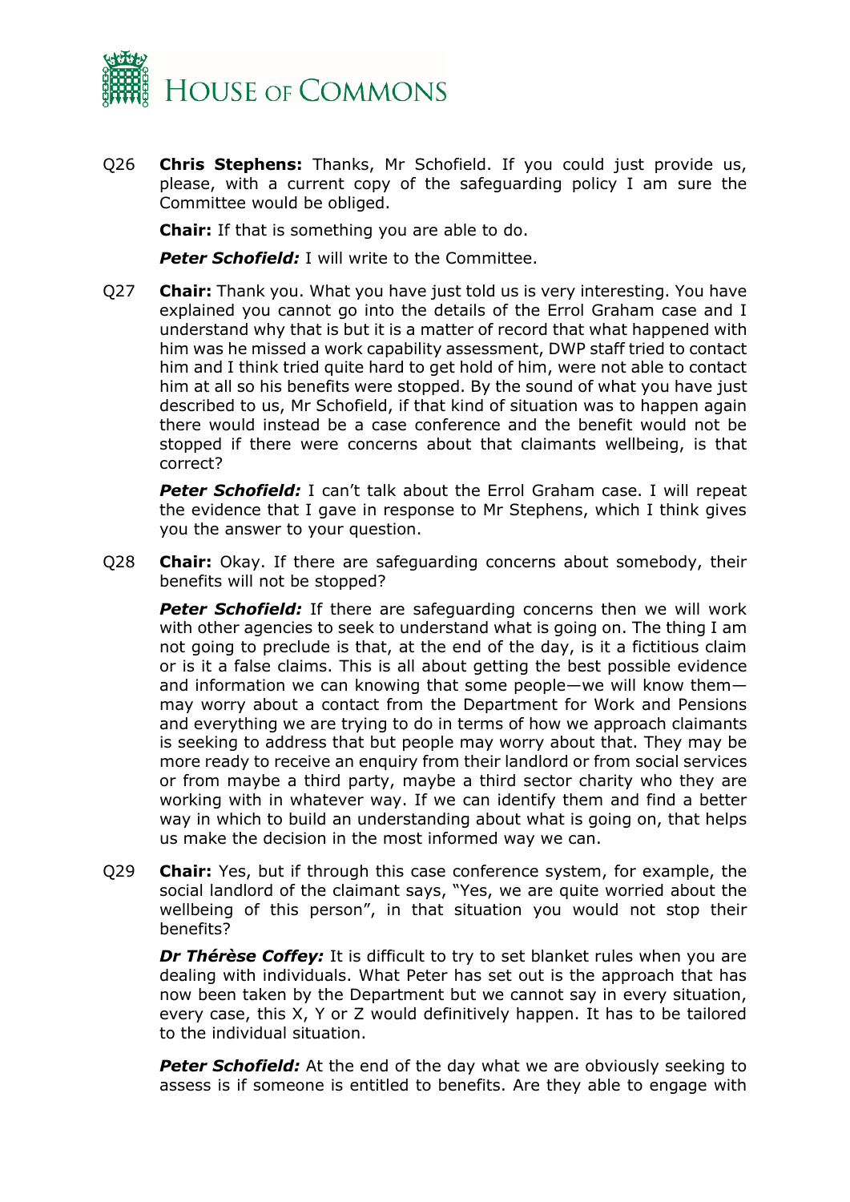Q26 **Chris Stephens:** Thanks, Mr Schofield. If you could just provide us, please, with a current copy of the safeguarding policy I am sure the Committee would be obliged.

**Chair:** If that is something you are able to do.

***Peter Schofield:*** I will write to the Committee.

Q27 **Chair:** Thank you. What you have just told us is very interesting. You have explained you cannot go into the details of the Errol Graham case and I understand why that is but it is a matter of record that what happened with him was he missed a work capability assessment, DWP staff tried to contact him and I think tried quite hard to get hold of him, were not able to contact him at all so his benefits were stopped. By the sound of what you have just described to us, Mr Schofield, if that kind of situation was to happen again there would instead be a case conference and the benefit would not be stopped if there were concerns about that claimants wellbeing, is that correct?

***Peter Schofield:*** I can't talk about the Errol Graham case. I will repeat the evidence that I gave in response to Mr Stephens, which I think gives you the answer to your question.

Q28 **Chair:** Okay. If there are safeguarding concerns about somebody, their benefits will not be stopped?

***Peter Schofield:*** If there are safeguarding concerns then we will work with other agencies to seek to understand what is going on. The thing I am not going to preclude is that, at the end of the day, is it a fictitious claim or is it a false claims. This is all about getting the best possible evidence and information we can knowing that some people—we will know them—may worry about a contact from the Department for Work and Pensions and everything we are trying to do in terms of how we approach claimants is seeking to address that but people may worry about that. They may be more ready to receive an enquiry from their landlord or from social services or from maybe a third party, maybe a third sector charity who they are working with in whatever way. If we can identify them and find a better way in which to build an understanding about what is going on, that helps us make the decision in the most informed way we can.

Q29 **Chair:** Yes, but if through this case conference system, for example, the social landlord of the claimant says, "Yes, we are quite worried about the wellbeing of this person", in that situation you would not stop their benefits?

***Dr Thérèse Coffey:*** It is difficult to try to set blanket rules when you are dealing with individuals. What Peter has set out is the approach that has now been taken by the Department but we cannot say in every situation, every case, this X, Y or Z would definitively happen. It has to be tailored to the individual situation.

***Peter Schofield:*** At the end of the day what we are obviously seeking to assess is if someone is entitled to benefits. Are they able to engage with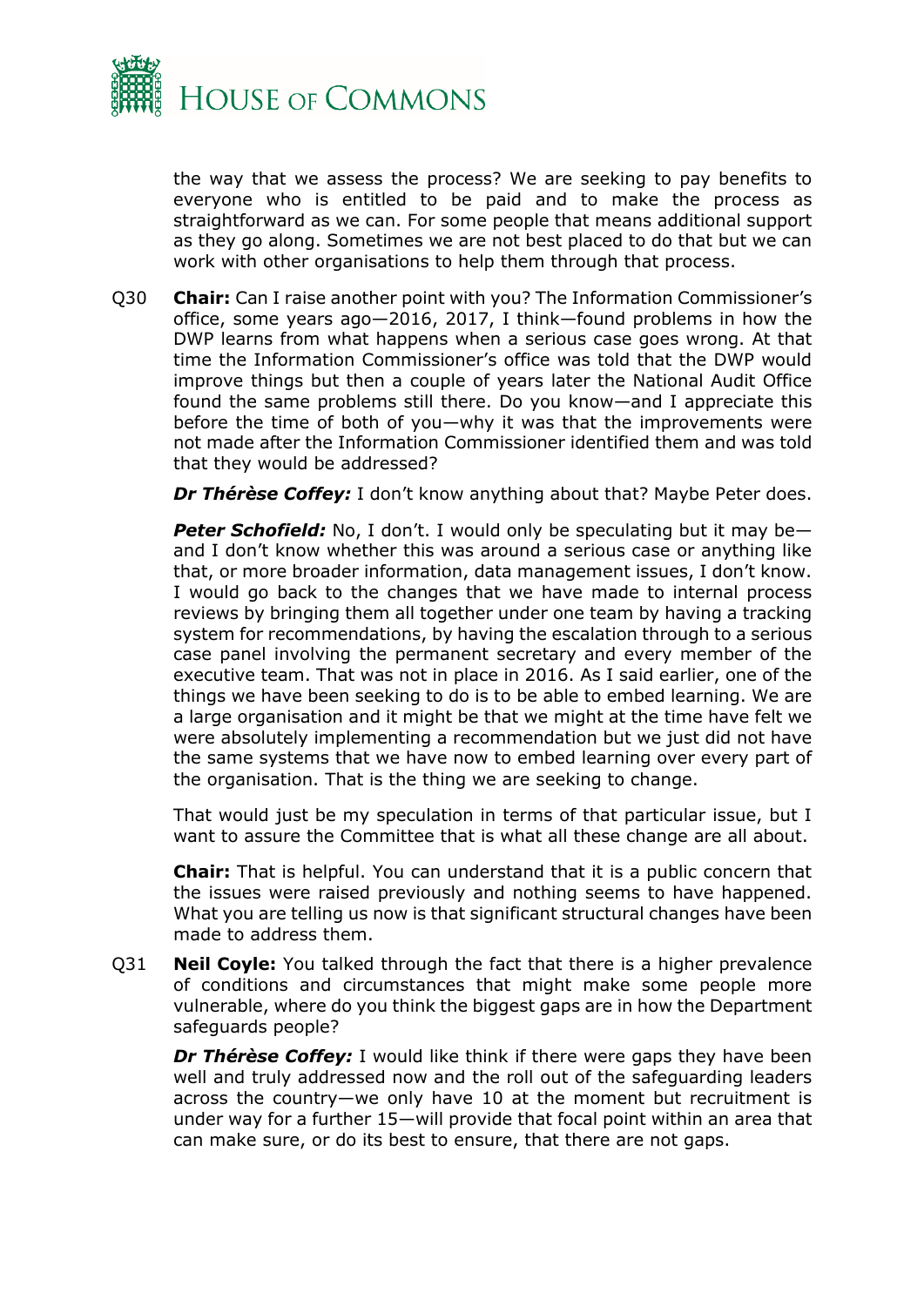the way that we assess the process? We are seeking to pay benefits to everyone who is entitled to be paid and to make the process as straightforward as we can. For some people that means additional support as they go along. Sometimes we are not best placed to do that but we can work with other organisations to help them through that process.

Q30 **Chair:** Can I raise another point with you? The Information Commissioner's office, some years ago—2016, 2017, I think—found problems in how the DWP learns from what happens when a serious case goes wrong. At that time the Information Commissioner's office was told that the DWP would improve things but then a couple of years later the National Audit Office found the same problems still there. Do you know—and I appreciate this before the time of both of you—why it was that the improvements were not made after the Information Commissioner identified them and was told that they would be addressed?

***Dr Thérèse Coffey:*** I don't know anything about that? Maybe Peter does.

***Peter Schofield:*** No, I don't. I would only be speculating but it may be—and I don't know whether this was around a serious case or anything like that, or more broader information, data management issues, I don't know. I would go back to the changes that we have made to internal process reviews by bringing them all together under one team by having a tracking system for recommendations, by having the escalation through to a serious case panel involving the permanent secretary and every member of the executive team. That was not in place in 2016. As I said earlier, one of the things we have been seeking to do is to be able to embed learning. We are a large organisation and it might be that we might at the time have felt we were absolutely implementing a recommendation but we just did not have the same systems that we have now to embed learning over every part of the organisation. That is the thing we are seeking to change.

That would just be my speculation in terms of that particular issue, but I want to assure the Committee that is what all these change are all about.

**Chair:** That is helpful. You can understand that it is a public concern that the issues were raised previously and nothing seems to have happened. What you are telling us now is that significant structural changes have been made to address them.

Q31 **Neil Coyle:** You talked through the fact that there is a higher prevalence of conditions and circumstances that might make some people more vulnerable, where do you think the biggest gaps are in how the Department safeguards people?

***Dr Thérèse Coffey:*** I would like think if there were gaps they have been well and truly addressed now and the roll out of the safeguarding leaders across the country—we only have 10 at the moment but recruitment is under way for a further 15—will provide that focal point within an area that can make sure, or do its best to ensure, that there are not gaps.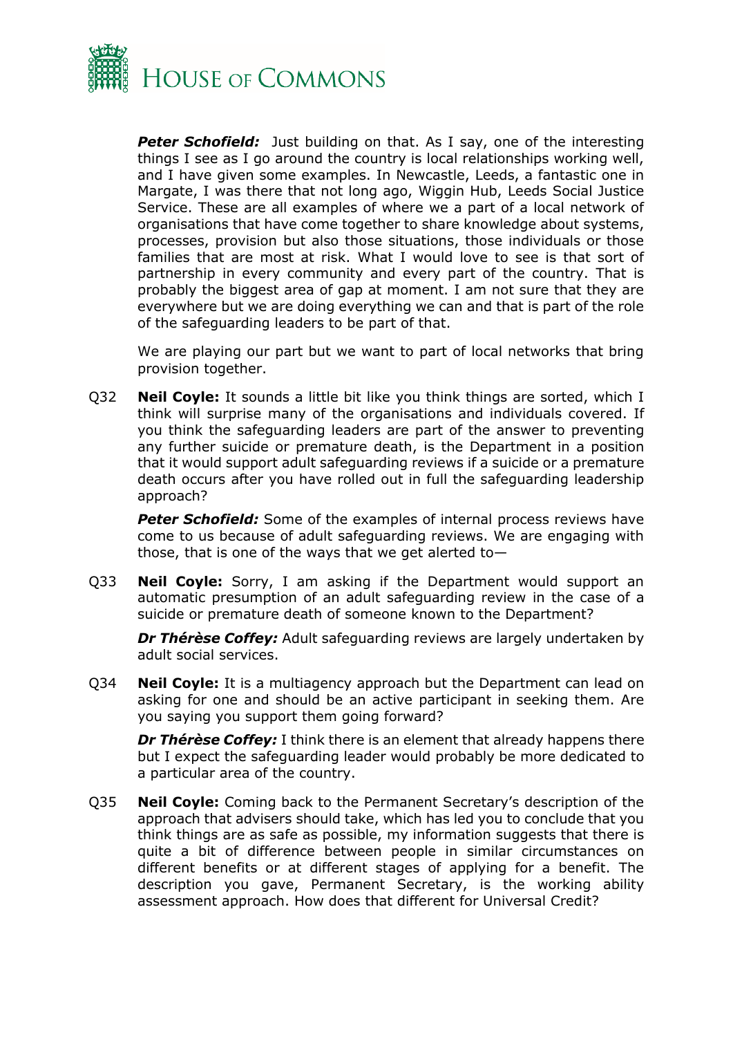***Peter Schofield:*** Just building on that. As I say, one of the interesting things I see as I go around the country is local relationships working well, and I have given some examples. In Newcastle, Leeds, a fantastic one in Margate, I was there that not long ago, Wiggin Hub, Leeds Social Justice Service. These are all examples of where we a part of a local network of organisations that have come together to share knowledge about systems, processes, provision but also those situations, those individuals or those families that are most at risk. What I would love to see is that sort of partnership in every community and every part of the country. That is probably the biggest area of gap at moment. I am not sure that they are everywhere but we are doing everything we can and that is part of the role of the safeguarding leaders to be part of that.

We are playing our part but we want to part of local networks that bring provision together.

Q32 **Neil Coyle:** It sounds a little bit like you think things are sorted, which I think will surprise many of the organisations and individuals covered. If you think the safeguarding leaders are part of the answer to preventing any further suicide or premature death, is the Department in a position that it would support adult safeguarding reviews if a suicide or a premature death occurs after you have rolled out in full the safeguarding leadership approach?

***Peter Schofield:*** Some of the examples of internal process reviews have come to us because of adult safeguarding reviews. We are engaging with those, that is one of the ways that we get alerted to—

Q33 **Neil Coyle:** Sorry, I am asking if the Department would support an automatic presumption of an adult safeguarding review in the case of a suicide or premature death of someone known to the Department?

***Dr Thérèse Coffey:*** Adult safeguarding reviews are largely undertaken by adult social services.

Q34 **Neil Coyle:** It is a multiagency approach but the Department can lead on asking for one and should be an active participant in seeking them. Are you saying you support them going forward?

***Dr Thérèse Coffey:*** I think there is an element that already happens there but I expect the safeguarding leader would probably be more dedicated to a particular area of the country.

Q35 **Neil Coyle:** Coming back to the Permanent Secretary's description of the approach that advisers should take, which has led you to conclude that you think things are as safe as possible, my information suggests that there is quite a bit of difference between people in similar circumstances on different benefits or at different stages of applying for a benefit. The description you gave, Permanent Secretary, is the working ability assessment approach. How does that different for Universal Credit?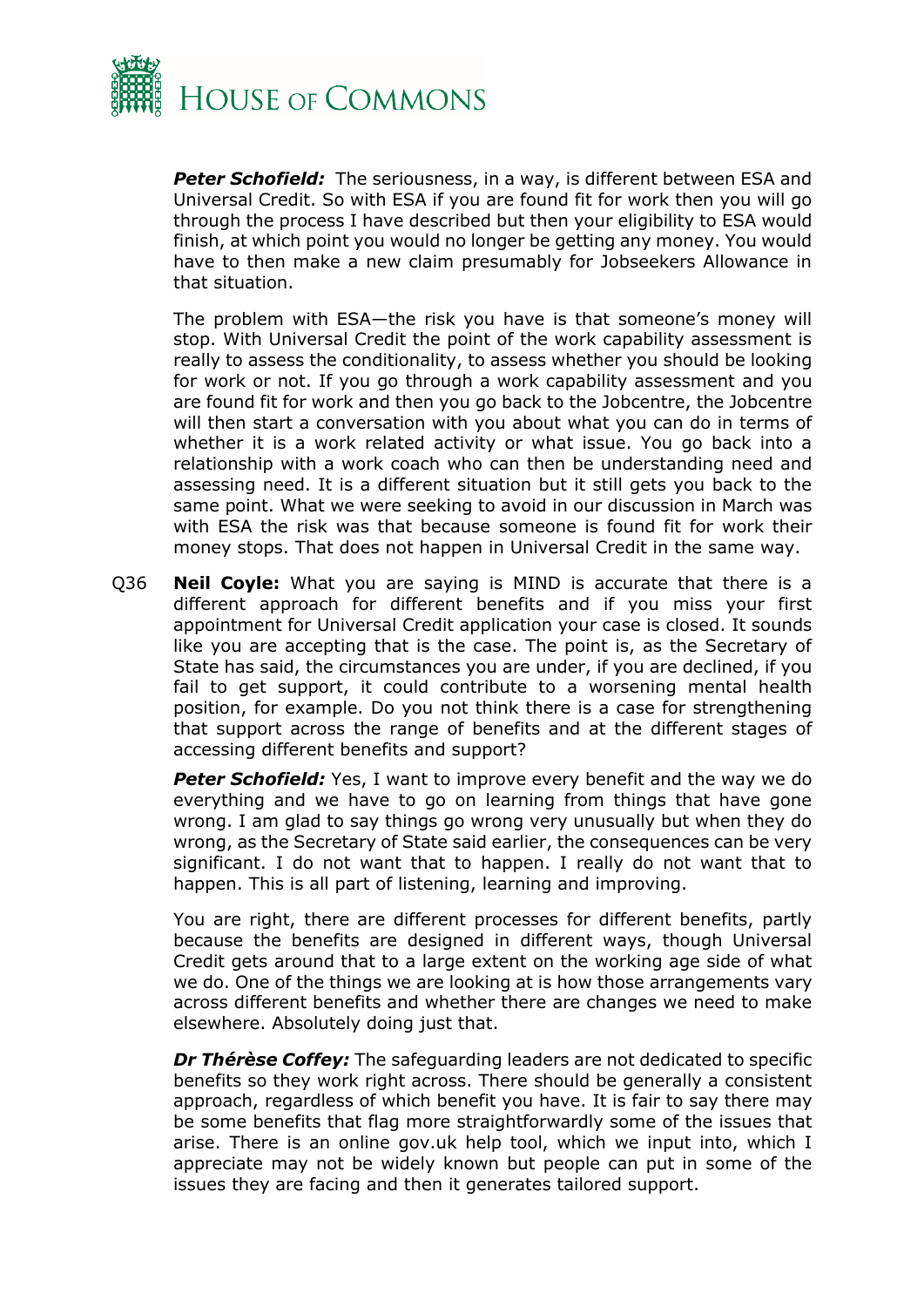***Peter Schofield:*** The seriousness, in a way, is different between ESA and Universal Credit. So with ESA if you are found fit for work then you will go through the process I have described but then your eligibility to ESA would finish, at which point you would no longer be getting any money. You would have to then make a new claim presumably for Jobseekers Allowance in that situation.

The problem with ESA—the risk you have is that someone's money will stop. With Universal Credit the point of the work capability assessment is really to assess the conditionality, to assess whether you should be looking for work or not. If you go through a work capability assessment and you are found fit for work and then you go back to the Jobcentre, the Jobcentre will then start a conversation with you about what you can do in terms of whether it is a work related activity or what issue. You go back into a relationship with a work coach who can then be understanding need and assessing need. It is a different situation but it still gets you back to the same point. What we were seeking to avoid in our discussion in March was with ESA the risk was that because someone is found fit for work their money stops. That does not happen in Universal Credit in the same way.

Q36 **Neil Coyle:** What you are saying is MIND is accurate that there is a different approach for different benefits and if you miss your first appointment for Universal Credit application your case is closed. It sounds like you are accepting that is the case. The point is, as the Secretary of State has said, the circumstances you are under, if you are declined, if you fail to get support, it could contribute to a worsening mental health position, for example. Do you not think there is a case for strengthening that support across the range of benefits and at the different stages of accessing different benefits and support?

***Peter Schofield:*** Yes, I want to improve every benefit and the way we do everything and we have to go on learning from things that have gone wrong. I am glad to say things go wrong very unusually but when they do wrong, as the Secretary of State said earlier, the consequences can be very significant. I do not want that to happen. I really do not want that to happen. This is all part of listening, learning and improving.

You are right, there are different processes for different benefits, partly because the benefits are designed in different ways, though Universal Credit gets around that to a large extent on the working age side of what we do. One of the things we are looking at is how those arrangements vary across different benefits and whether there are changes we need to make elsewhere. Absolutely doing just that.

***Dr Thérèse Coffey:*** The safeguarding leaders are not dedicated to specific benefits so they work right across. There should be generally a consistent approach, regardless of which benefit you have. It is fair to say there may be some benefits that flag more straightforwardly some of the issues that arise. There is an online gov.uk help tool, which we input into, which I appreciate may not be widely known but people can put in some of the issues they are facing and then it generates tailored support.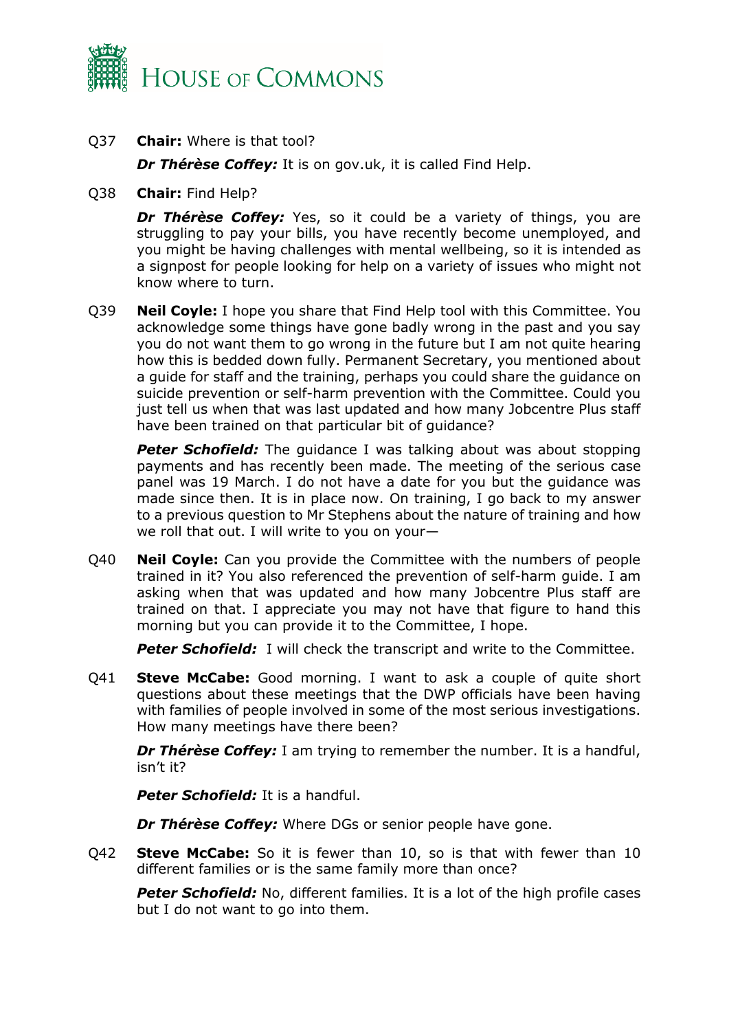Q37 **Chair:** Where is that tool?

***Dr Thérèse Coffey:*** It is on gov.uk, it is called Find Help.

Q38 **Chair:** Find Help?

***Dr Thérèse Coffey:*** Yes, so it could be a variety of things, you are struggling to pay your bills, you have recently become unemployed, and you might be having challenges with mental wellbeing, so it is intended as a signpost for people looking for help on a variety of issues who might not know where to turn.

Q39 **Neil Coyle:** I hope you share that Find Help tool with this Committee. You acknowledge some things have gone badly wrong in the past and you say you do not want them to go wrong in the future but I am not quite hearing how this is bedded down fully. Permanent Secretary, you mentioned about a guide for staff and the training, perhaps you could share the guidance on suicide prevention or self-harm prevention with the Committee. Could you just tell us when that was last updated and how many Jobcentre Plus staff have been trained on that particular bit of guidance?

***Peter Schofield:*** The guidance I was talking about was about stopping payments and has recently been made. The meeting of the serious case panel was 19 March. I do not have a date for you but the guidance was made since then. It is in place now. On training, I go back to my answer to a previous question to Mr Stephens about the nature of training and how we roll that out. I will write to you on your—

Q40 **Neil Coyle:** Can you provide the Committee with the numbers of people trained in it? You also referenced the prevention of self-harm guide. I am asking when that was updated and how many Jobcentre Plus staff are trained on that. I appreciate you may not have that figure to hand this morning but you can provide it to the Committee, I hope.

***Peter Schofield:*** I will check the transcript and write to the Committee.

Q41 **Steve McCabe:** Good morning. I want to ask a couple of quite short questions about these meetings that the DWP officials have been having with families of people involved in some of the most serious investigations. How many meetings have there been?

***Dr Thérèse Coffey:*** I am trying to remember the number. It is a handful, isn't it?

***Peter Schofield:*** It is a handful.

***Dr Thérèse Coffey:*** Where DGs or senior people have gone.

Q42 **Steve McCabe:** So it is fewer than 10, so is that with fewer than 10 different families or is the same family more than once?

***Peter Schofield:*** No, different families. It is a lot of the high profile cases but I do not want to go into them.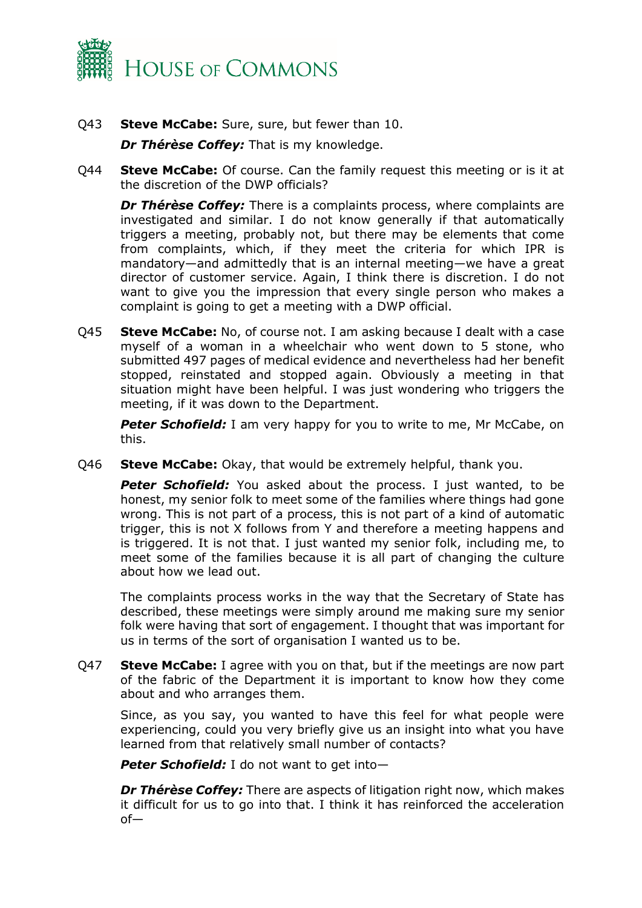Q43 **Steve McCabe:** Sure, sure, but fewer than 10.

***Dr Thérèse Coffey:*** That is my knowledge.

Q44 **Steve McCabe:** Of course. Can the family request this meeting or is it at the discretion of the DWP officials?

***Dr Thérèse Coffey:*** There is a complaints process, where complaints are investigated and similar. I do not know generally if that automatically triggers a meeting, probably not, but there may be elements that come from complaints, which, if they meet the criteria for which IPR is mandatory—and admittedly that is an internal meeting—we have a great director of customer service. Again, I think there is discretion. I do not want to give you the impression that every single person who makes a complaint is going to get a meeting with a DWP official.

Q45 **Steve McCabe:** No, of course not. I am asking because I dealt with a case myself of a woman in a wheelchair who went down to 5 stone, who submitted 497 pages of medical evidence and nevertheless had her benefit stopped, reinstated and stopped again. Obviously a meeting in that situation might have been helpful. I was just wondering who triggers the meeting, if it was down to the Department.

***Peter Schofield:*** I am very happy for you to write to me, Mr McCabe, on this.

Q46 **Steve McCabe:** Okay, that would be extremely helpful, thank you.

***Peter Schofield:*** You asked about the process. I just wanted, to be honest, my senior folk to meet some of the families where things had gone wrong. This is not part of a process, this is not part of a kind of automatic trigger, this is not X follows from Y and therefore a meeting happens and is triggered. It is not that. I just wanted my senior folk, including me, to meet some of the families because it is all part of changing the culture about how we lead out.

The complaints process works in the way that the Secretary of State has described, these meetings were simply around me making sure my senior folk were having that sort of engagement. I thought that was important for us in terms of the sort of organisation I wanted us to be.

Q47 **Steve McCabe:** I agree with you on that, but if the meetings are now part of the fabric of the Department it is important to know how they come about and who arranges them.

Since, as you say, you wanted to have this feel for what people were experiencing, could you very briefly give us an insight into what you have learned from that relatively small number of contacts?

***Peter Schofield:*** I do not want to get into—

***Dr Thérèse Coffey:*** There are aspects of litigation right now, which makes it difficult for us to go into that. I think it has reinforced the acceleration of—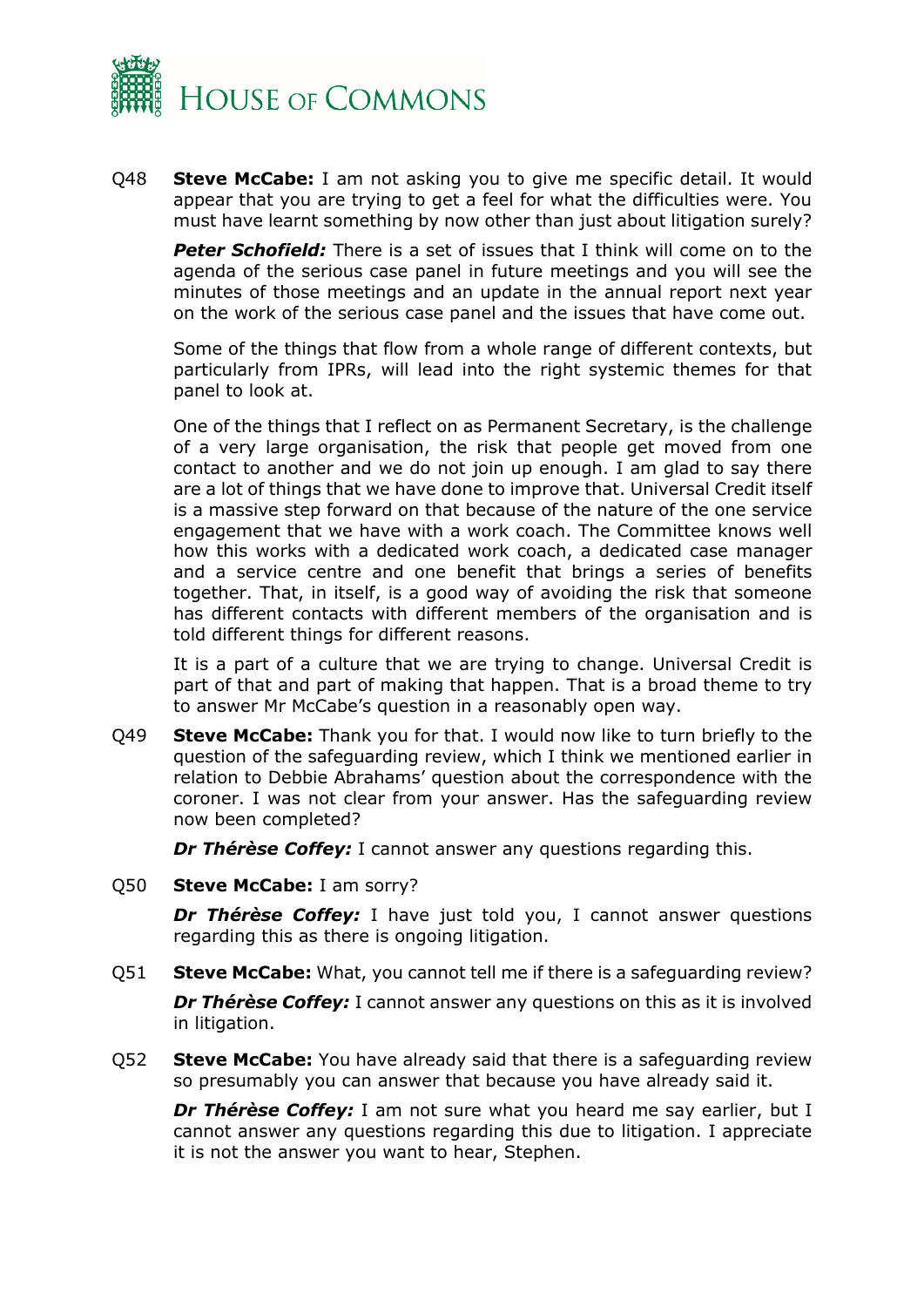Q48 **Steve McCabe:** I am not asking you to give me specific detail. It would appear that you are trying to get a feel for what the difficulties were. You must have learnt something by now other than just about litigation surely?

***Peter Schofield:*** There is a set of issues that I think will come on to the agenda of the serious case panel in future meetings and you will see the minutes of those meetings and an update in the annual report next year on the work of the serious case panel and the issues that have come out.

Some of the things that flow from a whole range of different contexts, but particularly from IPRs, will lead into the right systemic themes for that panel to look at.

One of the things that I reflect on as Permanent Secretary, is the challenge of a very large organisation, the risk that people get moved from one contact to another and we do not join up enough. I am glad to say there are a lot of things that we have done to improve that. Universal Credit itself is a massive step forward on that because of the nature of the one service engagement that we have with a work coach. The Committee knows well how this works with a dedicated work coach, a dedicated case manager and a service centre and one benefit that brings a series of benefits together. That, in itself, is a good way of avoiding the risk that someone has different contacts with different members of the organisation and is told different things for different reasons.

It is a part of a culture that we are trying to change. Universal Credit is part of that and part of making that happen. That is a broad theme to try to answer Mr McCabe's question in a reasonably open way.

Q49 **Steve McCabe:** Thank you for that. I would now like to turn briefly to the question of the safeguarding review, which I think we mentioned earlier in relation to Debbie Abrahams' question about the correspondence with the coroner. I was not clear from your answer. Has the safeguarding review now been completed?

***Dr Thérèse Coffey:*** I cannot answer any questions regarding this.

Q50 **Steve McCabe:** I am sorry?

***Dr Thérèse Coffey:*** I have just told you, I cannot answer questions regarding this as there is ongoing litigation.

Q51 **Steve McCabe:** What, you cannot tell me if there is a safeguarding review?

***Dr Thérèse Coffey:*** I cannot answer any questions on this as it is involved in litigation.

Q52 **Steve McCabe:** You have already said that there is a safeguarding review so presumably you can answer that because you have already said it.

***Dr Thérèse Coffey:*** I am not sure what you heard me say earlier, but I cannot answer any questions regarding this due to litigation. I appreciate it is not the answer you want to hear, Stephen.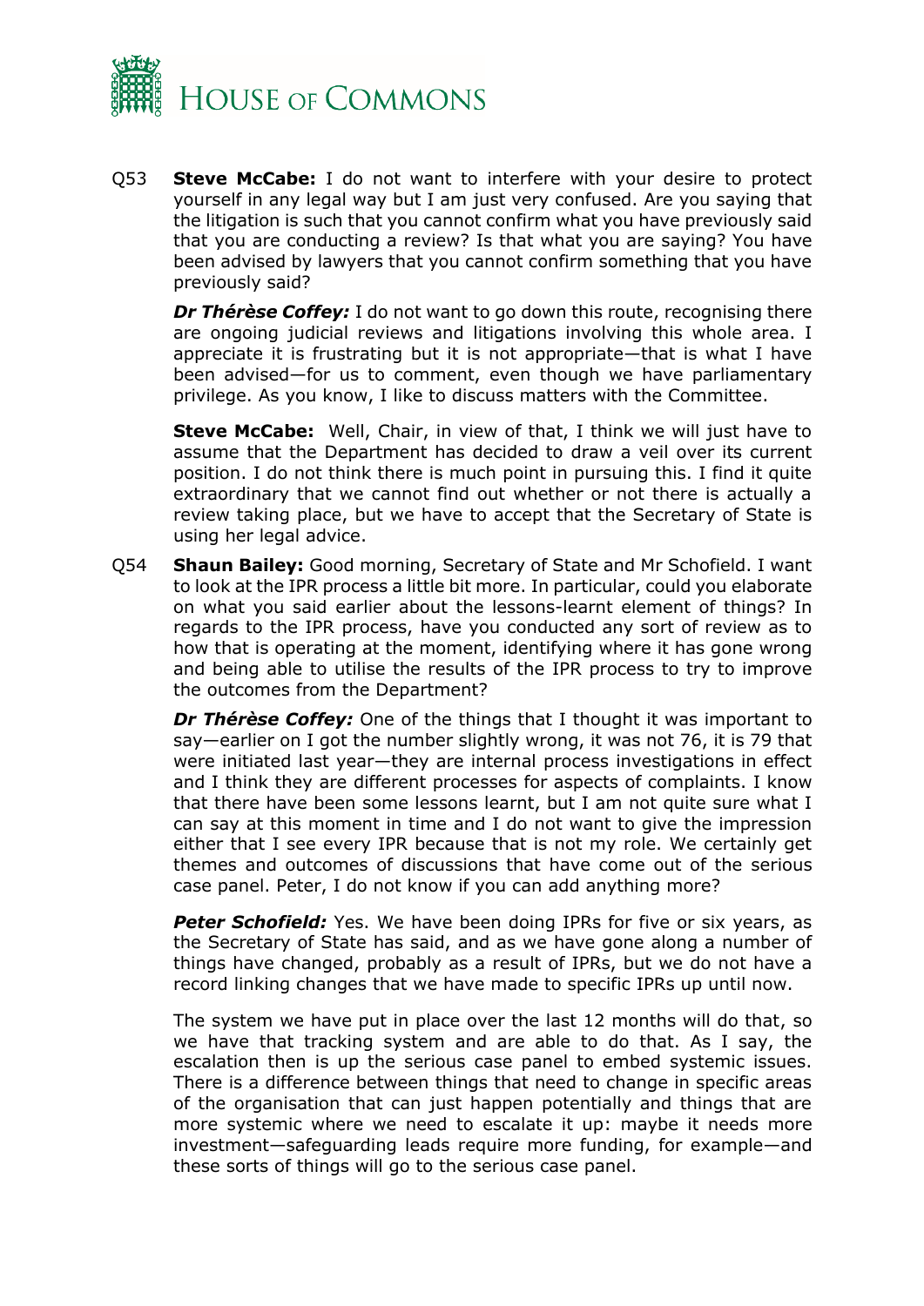Q53 **Steve McCabe:** I do not want to interfere with your desire to protect yourself in any legal way but I am just very confused. Are you saying that the litigation is such that you cannot confirm what you have previously said that you are conducting a review? Is that what you are saying? You have been advised by lawyers that you cannot confirm something that you have previously said?

***Dr Thérèse Coffey:*** I do not want to go down this route, recognising there are ongoing judicial reviews and litigations involving this whole area. I appreciate it is frustrating but it is not appropriate—that is what I have been advised—for us to comment, even though we have parliamentary privilege. As you know, I like to discuss matters with the Committee.

**Steve McCabe:** Well, Chair, in view of that, I think we will just have to assume that the Department has decided to draw a veil over its current position. I do not think there is much point in pursuing this. I find it quite extraordinary that we cannot find out whether or not there is actually a review taking place, but we have to accept that the Secretary of State is using her legal advice.

Q54 **Shaun Bailey:** Good morning, Secretary of State and Mr Schofield. I want to look at the IPR process a little bit more. In particular, could you elaborate on what you said earlier about the lessons-learnt element of things? In regards to the IPR process, have you conducted any sort of review as to how that is operating at the moment, identifying where it has gone wrong and being able to utilise the results of the IPR process to try to improve the outcomes from the Department?

***Dr Thérèse Coffey:*** One of the things that I thought it was important to say—earlier on I got the number slightly wrong, it was not 76, it is 79 that were initiated last year—they are internal process investigations in effect and I think they are different processes for aspects of complaints. I know that there have been some lessons learnt, but I am not quite sure what I can say at this moment in time and I do not want to give the impression either that I see every IPR because that is not my role. We certainly get themes and outcomes of discussions that have come out of the serious case panel. Peter, I do not know if you can add anything more?

***Peter Schofield:*** Yes. We have been doing IPRs for five or six years, as the Secretary of State has said, and as we have gone along a number of things have changed, probably as a result of IPRs, but we do not have a record linking changes that we have made to specific IPRs up until now.

The system we have put in place over the last 12 months will do that, so we have that tracking system and are able to do that. As I say, the escalation then is up the serious case panel to embed systemic issues. There is a difference between things that need to change in specific areas of the organisation that can just happen potentially and things that are more systemic where we need to escalate it up: maybe it needs more investment—safeguarding leads require more funding, for example—and these sorts of things will go to the serious case panel.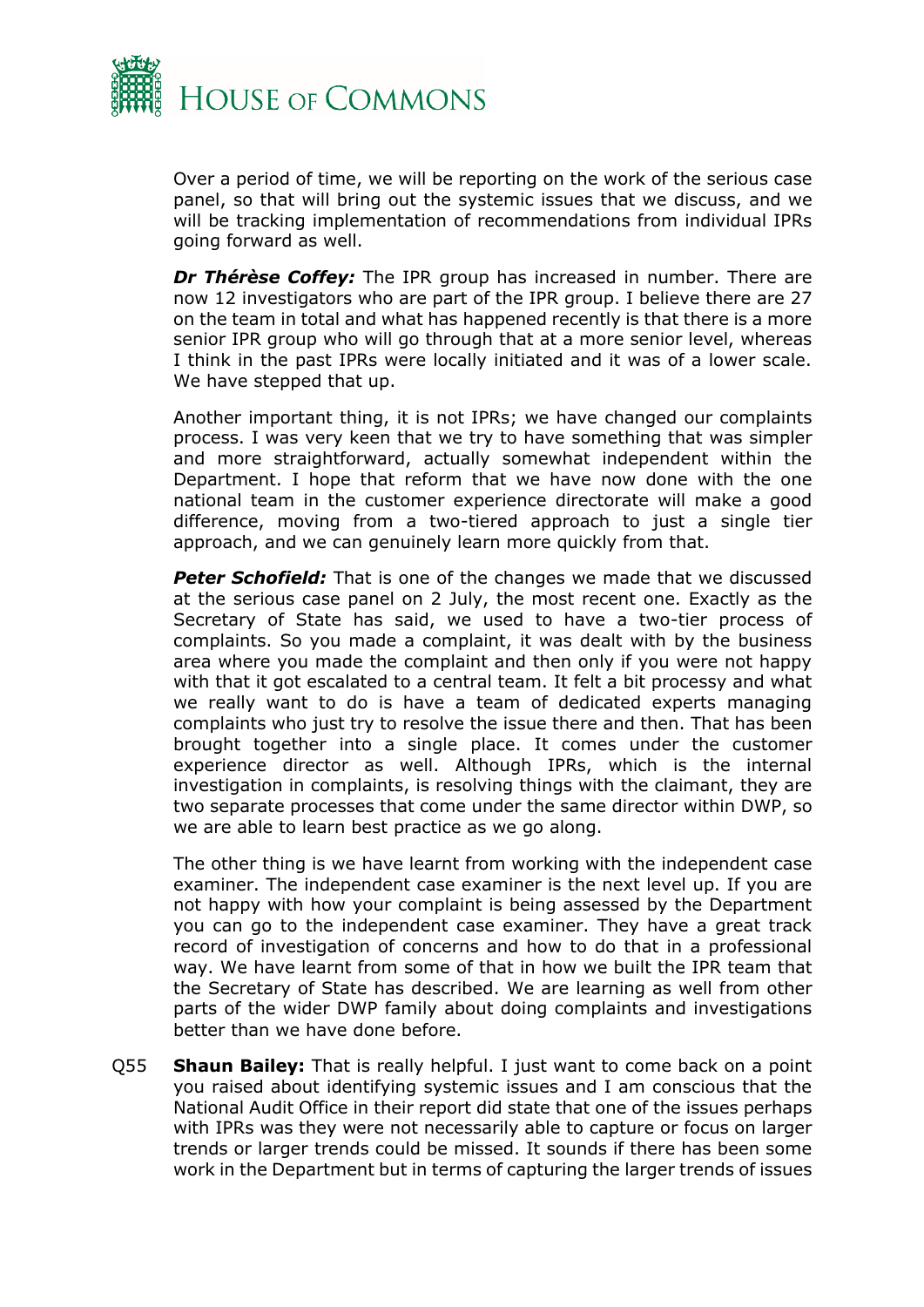Over a period of time, we will be reporting on the work of the serious case panel, so that will bring out the systemic issues that we discuss, and we will be tracking implementation of recommendations from individual IPRs going forward as well.

***Dr Thérèse Coffey:*** The IPR group has increased in number. There are now 12 investigators who are part of the IPR group. I believe there are 27 on the team in total and what has happened recently is that there is a more senior IPR group who will go through that at a more senior level, whereas I think in the past IPRs were locally initiated and it was of a lower scale. We have stepped that up.

Another important thing, it is not IPRs; we have changed our complaints process. I was very keen that we try to have something that was simpler and more straightforward, actually somewhat independent within the Department. I hope that reform that we have now done with the one national team in the customer experience directorate will make a good difference, moving from a two-tiered approach to just a single tier approach, and we can genuinely learn more quickly from that.

***Peter Schofield:*** That is one of the changes we made that we discussed at the serious case panel on 2 July, the most recent one. Exactly as the Secretary of State has said, we used to have a two-tier process of complaints. So you made a complaint, it was dealt with by the business area where you made the complaint and then only if you were not happy with that it got escalated to a central team. It felt a bit processy and what we really want to do is have a team of dedicated experts managing complaints who just try to resolve the issue there and then. That has been brought together into a single place. It comes under the customer experience director as well. Although IPRs, which is the internal investigation in complaints, is resolving things with the claimant, they are two separate processes that come under the same director within DWP, so we are able to learn best practice as we go along.

The other thing is we have learnt from working with the independent case examiner. The independent case examiner is the next level up. If you are not happy with how your complaint is being assessed by the Department you can go to the independent case examiner. They have a great track record of investigation of concerns and how to do that in a professional way. We have learnt from some of that in how we built the IPR team that the Secretary of State has described. We are learning as well from other parts of the wider DWP family about doing complaints and investigations better than we have done before.

Q55 **Shaun Bailey:** That is really helpful. I just want to come back on a point you raised about identifying systemic issues and I am conscious that the National Audit Office in their report did state that one of the issues perhaps with IPRs was they were not necessarily able to capture or focus on larger trends or larger trends could be missed. It sounds if there has been some work in the Department but in terms of capturing the larger trends of issues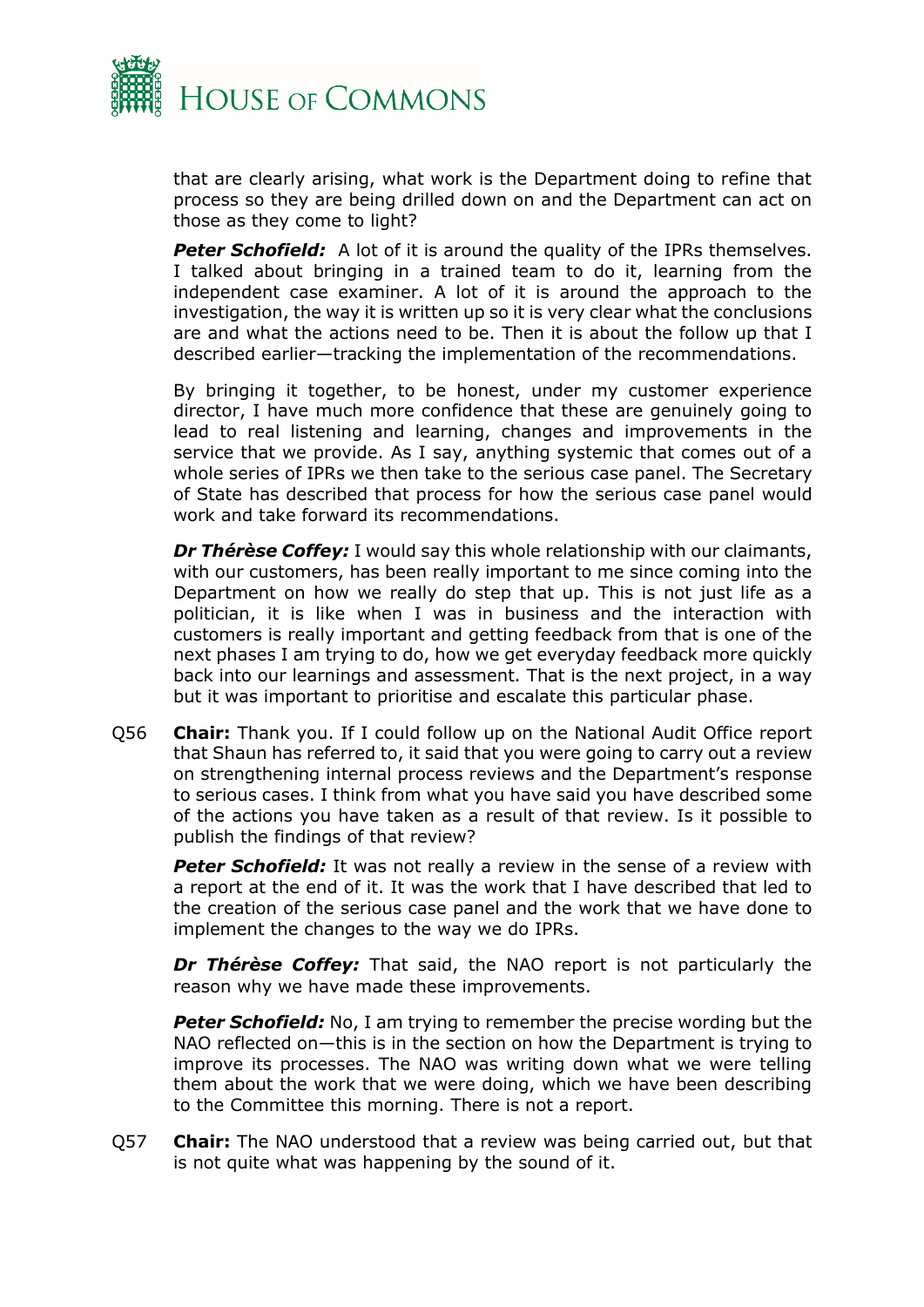that are clearly arising, what work is the Department doing to refine that process so they are being drilled down on and the Department can act on those as they come to light?

***Peter Schofield:*** A lot of it is around the quality of the IPRs themselves. I talked about bringing in a trained team to do it, learning from the independent case examiner. A lot of it is around the approach to the investigation, the way it is written up so it is very clear what the conclusions are and what the actions need to be. Then it is about the follow up that I described earlier—tracking the implementation of the recommendations.

By bringing it together, to be honest, under my customer experience director, I have much more confidence that these are genuinely going to lead to real listening and learning, changes and improvements in the service that we provide. As I say, anything systemic that comes out of a whole series of IPRs we then take to the serious case panel. The Secretary of State has described that process for how the serious case panel would work and take forward its recommendations.

***Dr Thérèse Coffey:*** I would say this whole relationship with our claimants, with our customers, has been really important to me since coming into the Department on how we really do step that up. This is not just life as a politician, it is like when I was in business and the interaction with customers is really important and getting feedback from that is one of the next phases I am trying to do, how we get everyday feedback more quickly back into our learnings and assessment. That is the next project, in a way but it was important to prioritise and escalate this particular phase.

Q56 **Chair:** Thank you. If I could follow up on the National Audit Office report that Shaun has referred to, it said that you were going to carry out a review on strengthening internal process reviews and the Department's response to serious cases. I think from what you have said you have described some of the actions you have taken as a result of that review. Is it possible to publish the findings of that review?

***Peter Schofield:*** It was not really a review in the sense of a review with a report at the end of it. It was the work that I have described that led to the creation of the serious case panel and the work that we have done to implement the changes to the way we do IPRs.

***Dr Thérèse Coffey:*** That said, the NAO report is not particularly the reason why we have made these improvements.

***Peter Schofield:*** No, I am trying to remember the precise wording but the NAO reflected on—this is in the section on how the Department is trying to improve its processes. The NAO was writing down what we were telling them about the work that we were doing, which we have been describing to the Committee this morning. There is not a report.

Q57 **Chair:** The NAO understood that a review was being carried out, but that is not quite what was happening by the sound of it.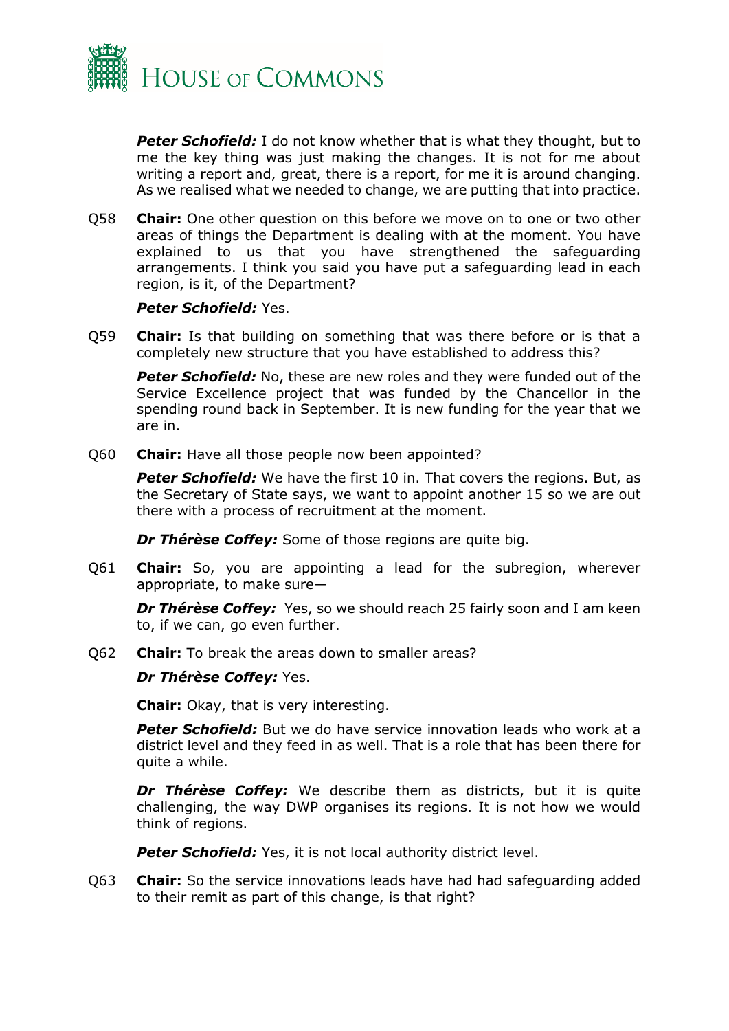***Peter Schofield:*** I do not know whether that is what they thought, but to me the key thing was just making the changes. It is not for me about writing a report and, great, there is a report, for me it is around changing. As we realised what we needed to change, we are putting that into practice.

Q58 **Chair:** One other question on this before we move on to one or two other areas of things the Department is dealing with at the moment. You have explained to us that you have strengthened the safeguarding arrangements. I think you said you have put a safeguarding lead in each region, is it, of the Department?

***Peter Schofield:*** Yes.

Q59 **Chair:** Is that building on something that was there before or is that a completely new structure that you have established to address this?

***Peter Schofield:*** No, these are new roles and they were funded out of the Service Excellence project that was funded by the Chancellor in the spending round back in September. It is new funding for the year that we are in.

Q60 **Chair:** Have all those people now been appointed?

***Peter Schofield:*** We have the first 10 in. That covers the regions. But, as the Secretary of State says, we want to appoint another 15 so we are out there with a process of recruitment at the moment.

***Dr Thérèse Coffey:*** Some of those regions are quite big.

Q61 **Chair:** So, you are appointing a lead for the subregion, wherever appropriate, to make sure—

***Dr Thérèse Coffey:*** Yes, so we should reach 25 fairly soon and I am keen to, if we can, go even further.

Q62 **Chair:** To break the areas down to smaller areas?

***Dr Thérèse Coffey:*** Yes.

**Chair:** Okay, that is very interesting.

***Peter Schofield:*** But we do have service innovation leads who work at a district level and they feed in as well. That is a role that has been there for quite a while.

***Dr Thérèse Coffey:*** We describe them as districts, but it is quite challenging, the way DWP organises its regions. It is not how we would think of regions.

***Peter Schofield:*** Yes, it is not local authority district level.

Q63 **Chair:** So the service innovations leads have had had safeguarding added to their remit as part of this change, is that right?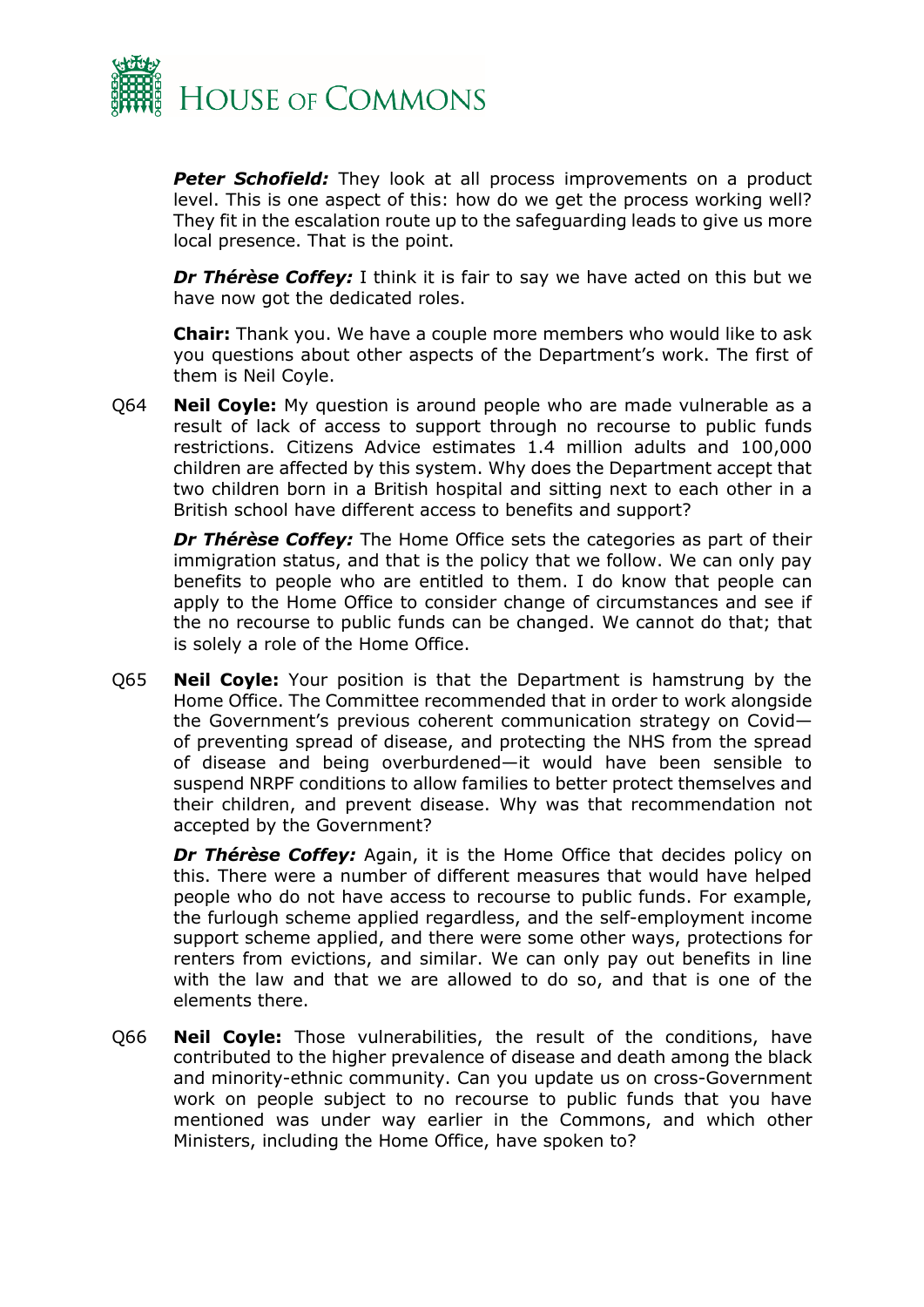***Peter Schofield:*** They look at all process improvements on a product level. This is one aspect of this: how do we get the process working well? They fit in the escalation route up to the safeguarding leads to give us more local presence. That is the point.

***Dr Thérèse Coffey:*** I think it is fair to say we have acted on this but we have now got the dedicated roles.

**Chair:** Thank you. We have a couple more members who would like to ask you questions about other aspects of the Department's work. The first of them is Neil Coyle.

Q64 **Neil Coyle:** My question is around people who are made vulnerable as a result of lack of access to support through no recourse to public funds restrictions. Citizens Advice estimates 1.4 million adults and 100,000 children are affected by this system. Why does the Department accept that two children born in a British hospital and sitting next to each other in a British school have different access to benefits and support?

***Dr Thérèse Coffey:*** The Home Office sets the categories as part of their immigration status, and that is the policy that we follow. We can only pay benefits to people who are entitled to them. I do know that people can apply to the Home Office to consider change of circumstances and see if the no recourse to public funds can be changed. We cannot do that; that is solely a role of the Home Office.

Q65 **Neil Coyle:** Your position is that the Department is hamstrung by the Home Office. The Committee recommended that in order to work alongside the Government's previous coherent communication strategy on Covid—of preventing spread of disease, and protecting the NHS from the spread of disease and being overburdened—it would have been sensible to suspend NRPF conditions to allow families to better protect themselves and their children, and prevent disease. Why was that recommendation not accepted by the Government?

***Dr Thérèse Coffey:*** Again, it is the Home Office that decides policy on this. There were a number of different measures that would have helped people who do not have access to recourse to public funds. For example, the furlough scheme applied regardless, and the self-employment income support scheme applied, and there were some other ways, protections for renters from evictions, and similar. We can only pay out benefits in line with the law and that we are allowed to do so, and that is one of the elements there.

Q66 **Neil Coyle:** Those vulnerabilities, the result of the conditions, have contributed to the higher prevalence of disease and death among the black and minority-ethnic community. Can you update us on cross-Government work on people subject to no recourse to public funds that you have mentioned was under way earlier in the Commons, and which other Ministers, including the Home Office, have spoken to?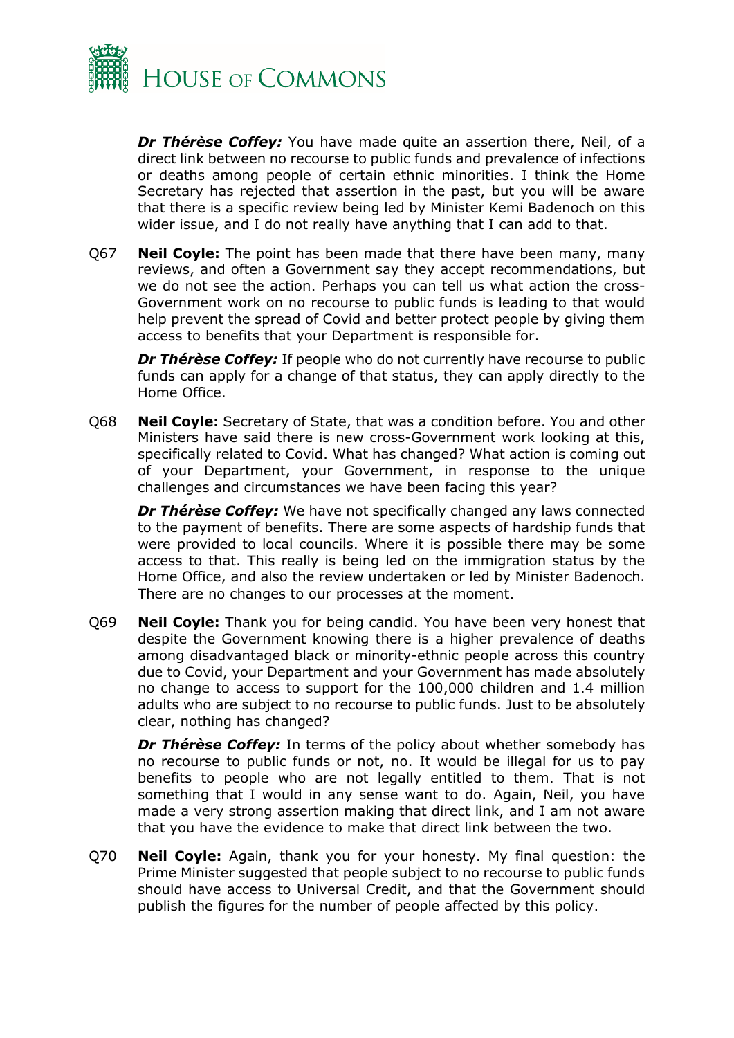***Dr Thérèse Coffey:*** You have made quite an assertion there, Neil, of a direct link between no recourse to public funds and prevalence of infections or deaths among people of certain ethnic minorities. I think the Home Secretary has rejected that assertion in the past, but you will be aware that there is a specific review being led by Minister Kemi Badenoch on this wider issue, and I do not really have anything that I can add to that.

Q67 **Neil Coyle:** The point has been made that there have been many, many reviews, and often a Government say they accept recommendations, but we do not see the action. Perhaps you can tell us what action the cross-Government work on no recourse to public funds is leading to that would help prevent the spread of Covid and better protect people by giving them access to benefits that your Department is responsible for.

***Dr Thérèse Coffey:*** If people who do not currently have recourse to public funds can apply for a change of that status, they can apply directly to the Home Office.

Q68 **Neil Coyle:** Secretary of State, that was a condition before. You and other Ministers have said there is new cross-Government work looking at this, specifically related to Covid. What has changed? What action is coming out of your Department, your Government, in response to the unique challenges and circumstances we have been facing this year?

***Dr Thérèse Coffey:*** We have not specifically changed any laws connected to the payment of benefits. There are some aspects of hardship funds that were provided to local councils. Where it is possible there may be some access to that. This really is being led on the immigration status by the Home Office, and also the review undertaken or led by Minister Badenoch. There are no changes to our processes at the moment.

Q69 **Neil Coyle:** Thank you for being candid. You have been very honest that despite the Government knowing there is a higher prevalence of deaths among disadvantaged black or minority-ethnic people across this country due to Covid, your Department and your Government has made absolutely no change to access to support for the 100,000 children and 1.4 million adults who are subject to no recourse to public funds. Just to be absolutely clear, nothing has changed?

***Dr Thérèse Coffey:*** In terms of the policy about whether somebody has no recourse to public funds or not, no. It would be illegal for us to pay benefits to people who are not legally entitled to them. That is not something that I would in any sense want to do. Again, Neil, you have made a very strong assertion making that direct link, and I am not aware that you have the evidence to make that direct link between the two.

Q70 **Neil Coyle:** Again, thank you for your honesty. My final question: the Prime Minister suggested that people subject to no recourse to public funds should have access to Universal Credit, and that the Government should publish the figures for the number of people affected by this policy.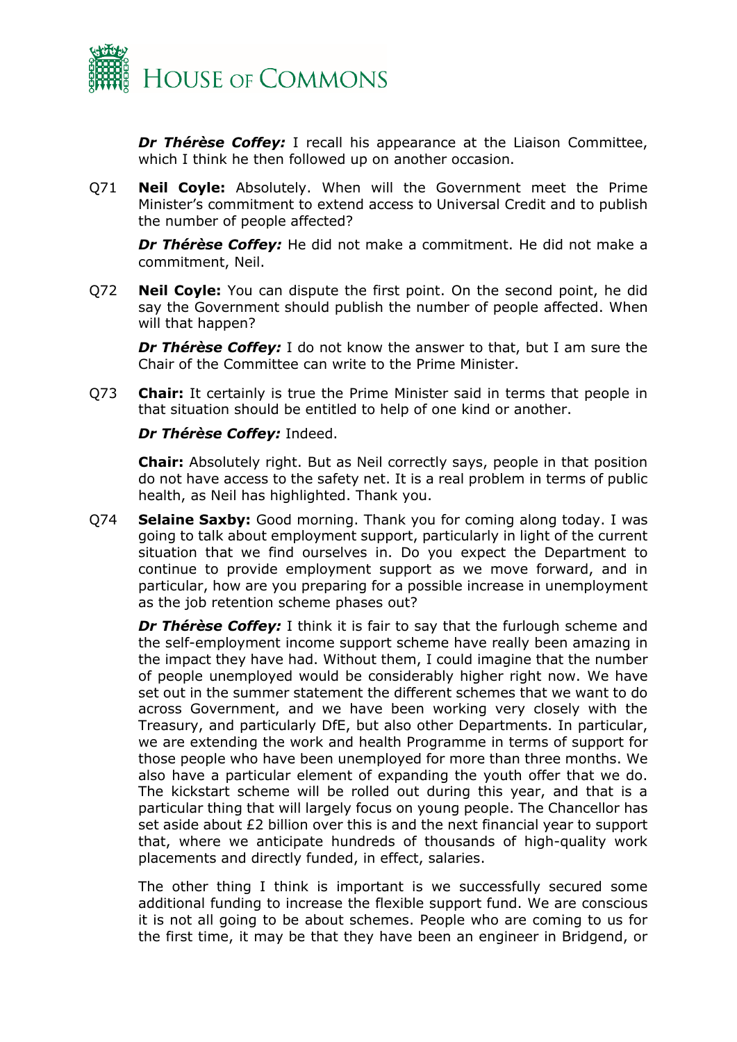***Dr Thérèse Coffey:*** I recall his appearance at the Liaison Committee, which I think he then followed up on another occasion.

Q71 **Neil Coyle:** Absolutely. When will the Government meet the Prime Minister's commitment to extend access to Universal Credit and to publish the number of people affected?

***Dr Thérèse Coffey:*** He did not make a commitment. He did not make a commitment, Neil.

Q72 **Neil Coyle:** You can dispute the first point. On the second point, he did say the Government should publish the number of people affected. When will that happen?

***Dr Thérèse Coffey:*** I do not know the answer to that, but I am sure the Chair of the Committee can write to the Prime Minister.

Q73 **Chair:** It certainly is true the Prime Minister said in terms that people in that situation should be entitled to help of one kind or another.

***Dr Thérèse Coffey:*** Indeed.

**Chair:** Absolutely right. But as Neil correctly says, people in that position do not have access to the safety net. It is a real problem in terms of public health, as Neil has highlighted. Thank you.

Q74 **Selaine Saxby:** Good morning. Thank you for coming along today. I was going to talk about employment support, particularly in light of the current situation that we find ourselves in. Do you expect the Department to continue to provide employment support as we move forward, and in particular, how are you preparing for a possible increase in unemployment as the job retention scheme phases out?

***Dr Thérèse Coffey:*** I think it is fair to say that the furlough scheme and the self-employment income support scheme have really been amazing in the impact they have had. Without them, I could imagine that the number of people unemployed would be considerably higher right now. We have set out in the summer statement the different schemes that we want to do across Government, and we have been working very closely with the Treasury, and particularly DfE, but also other Departments. In particular, we are extending the work and health Programme in terms of support for those people who have been unemployed for more than three months. We also have a particular element of expanding the youth offer that we do. The kickstart scheme will be rolled out during this year, and that is a particular thing that will largely focus on young people. The Chancellor has set aside about £2 billion over this is and the next financial year to support that, where we anticipate hundreds of thousands of high-quality work placements and directly funded, in effect, salaries.

The other thing I think is important is we successfully secured some additional funding to increase the flexible support fund. We are conscious it is not all going to be about schemes. People who are coming to us for the first time, it may be that they have been an engineer in Bridgend, or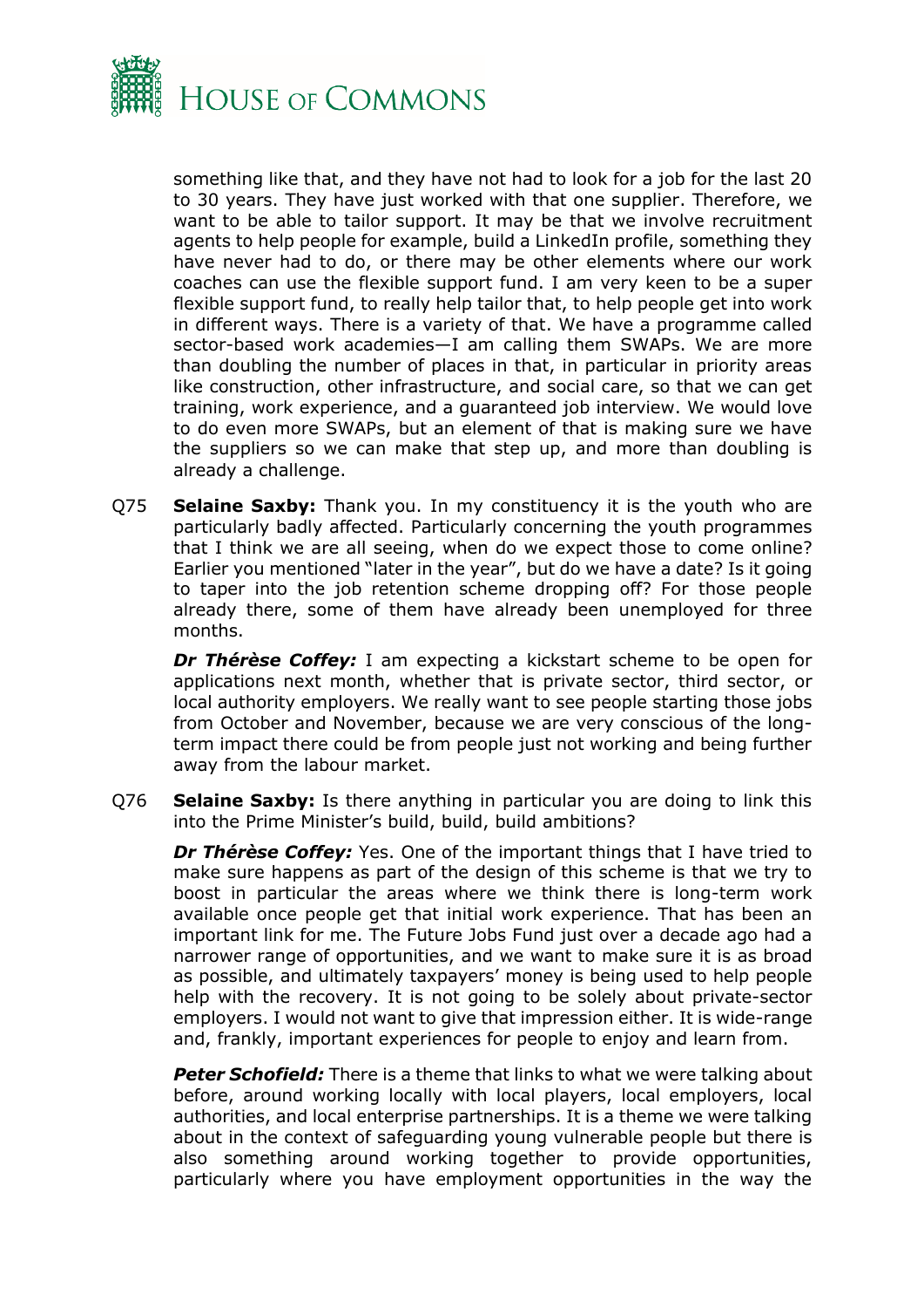something like that, and they have not had to look for a job for the last 20 to 30 years. They have just worked with that one supplier. Therefore, we want to be able to tailor support. It may be that we involve recruitment agents to help people for example, build a LinkedIn profile, something they have never had to do, or there may be other elements where our work coaches can use the flexible support fund. I am very keen to be a super flexible support fund, to really help tailor that, to help people get into work in different ways. There is a variety of that. We have a programme called sector-based work academies—I am calling them SWAPs. We are more than doubling the number of places in that, in particular in priority areas like construction, other infrastructure, and social care, so that we can get training, work experience, and a guaranteed job interview. We would love to do even more SWAPs, but an element of that is making sure we have the suppliers so we can make that step up, and more than doubling is already a challenge.

Q75 **Selaine Saxby:** Thank you. In my constituency it is the youth who are particularly badly affected. Particularly concerning the youth programmes that I think we are all seeing, when do we expect those to come online? Earlier you mentioned "later in the year", but do we have a date? Is it going to taper into the job retention scheme dropping off? For those people already there, some of them have already been unemployed for three months.

***Dr Thérèse Coffey:*** I am expecting a kickstart scheme to be open for applications next month, whether that is private sector, third sector, or local authority employers. We really want to see people starting those jobs from October and November, because we are very conscious of the long-term impact there could be from people just not working and being further away from the labour market.

Q76 **Selaine Saxby:** Is there anything in particular you are doing to link this into the Prime Minister's build, build, build ambitions?

***Dr Thérèse Coffey:*** Yes. One of the important things that I have tried to make sure happens as part of the design of this scheme is that we try to boost in particular the areas where we think there is long-term work available once people get that initial work experience. That has been an important link for me. The Future Jobs Fund just over a decade ago had a narrower range of opportunities, and we want to make sure it is as broad as possible, and ultimately taxpayers' money is being used to help people help with the recovery. It is not going to be solely about private-sector employers. I would not want to give that impression either. It is wide-range and, frankly, important experiences for people to enjoy and learn from.

***Peter Schofield:*** There is a theme that links to what we were talking about before, around working locally with local players, local employers, local authorities, and local enterprise partnerships. It is a theme we were talking about in the context of safeguarding young vulnerable people but there is also something around working together to provide opportunities, particularly where you have employment opportunities in the way the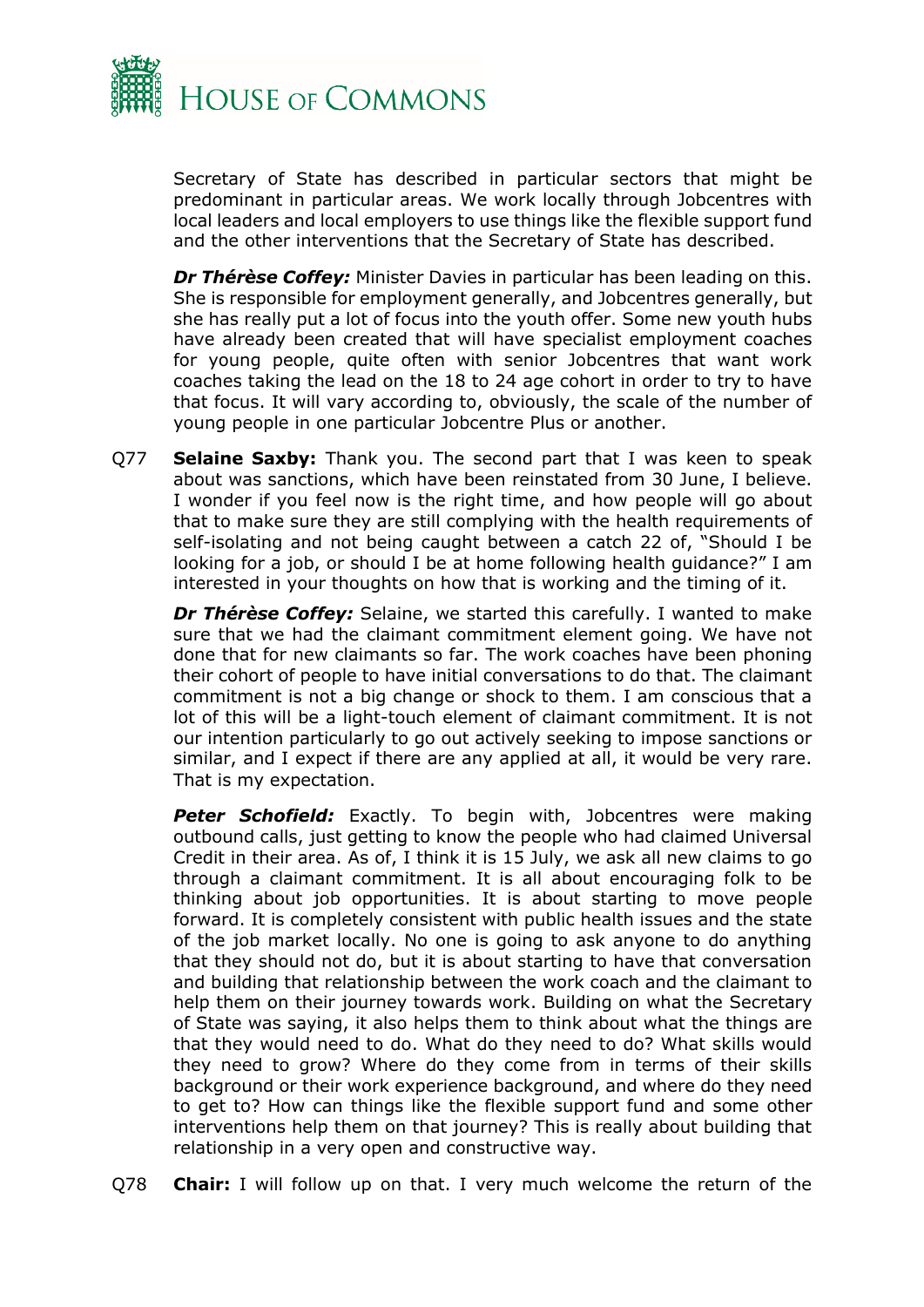Secretary of State has described in particular sectors that might be predominant in particular areas. We work locally through Jobcentres with local leaders and local employers to use things like the flexible support fund and the other interventions that the Secretary of State has described.

***Dr Thérèse Coffey:*** Minister Davies in particular has been leading on this. She is responsible for employment generally, and Jobcentres generally, but she has really put a lot of focus into the youth offer. Some new youth hubs have already been created that will have specialist employment coaches for young people, quite often with senior Jobcentres that want work coaches taking the lead on the 18 to 24 age cohort in order to try to have that focus. It will vary according to, obviously, the scale of the number of young people in one particular Jobcentre Plus or another.

Q77 **Selaine Saxby:** Thank you. The second part that I was keen to speak about was sanctions, which have been reinstated from 30 June, I believe. I wonder if you feel now is the right time, and how people will go about that to make sure they are still complying with the health requirements of self-isolating and not being caught between a catch 22 of, "Should I be looking for a job, or should I be at home following health guidance?" I am interested in your thoughts on how that is working and the timing of it.

***Dr Thérèse Coffey:*** Selaine, we started this carefully. I wanted to make sure that we had the claimant commitment element going. We have not done that for new claimants so far. The work coaches have been phoning their cohort of people to have initial conversations to do that. The claimant commitment is not a big change or shock to them. I am conscious that a lot of this will be a light-touch element of claimant commitment. It is not our intention particularly to go out actively seeking to impose sanctions or similar, and I expect if there are any applied at all, it would be very rare. That is my expectation.

***Peter Schofield:*** Exactly. To begin with, Jobcentres were making outbound calls, just getting to know the people who had claimed Universal Credit in their area. As of, I think it is 15 July, we ask all new claims to go through a claimant commitment. It is all about encouraging folk to be thinking about job opportunities. It is about starting to move people forward. It is completely consistent with public health issues and the state of the job market locally. No one is going to ask anyone to do anything that they should not do, but it is about starting to have that conversation and building that relationship between the work coach and the claimant to help them on their journey towards work. Building on what the Secretary of State was saying, it also helps them to think about what the things are that they would need to do. What do they need to do? What skills would they need to grow? Where do they come from in terms of their skills background or their work experience background, and where do they need to get to? How can things like the flexible support fund and some other interventions help them on that journey? This is really about building that relationship in a very open and constructive way.

Q78 **Chair:** I will follow up on that. I very much welcome the return of the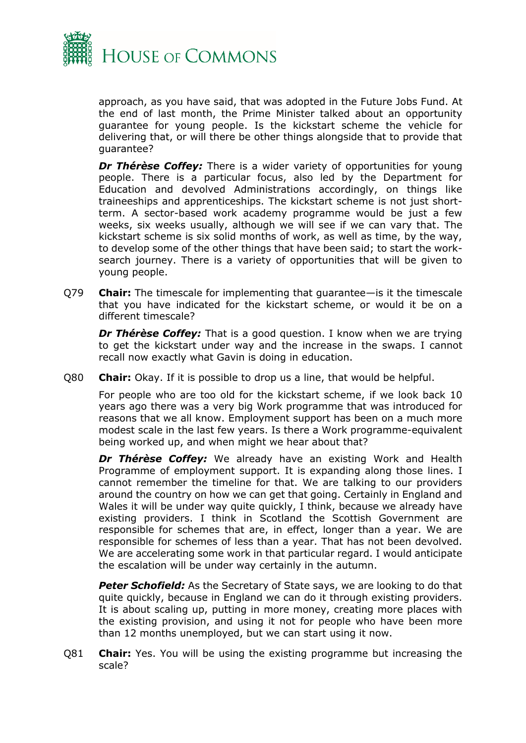approach, as you have said, that was adopted in the Future Jobs Fund. At the end of last month, the Prime Minister talked about an opportunity guarantee for young people. Is the kickstart scheme the vehicle for delivering that, or will there be other things alongside that to provide that guarantee?

***Dr Thérèse Coffey:*** There is a wider variety of opportunities for young people. There is a particular focus, also led by the Department for Education and devolved Administrations accordingly, on things like traineeships and apprenticeships. The kickstart scheme is not just short-term. A sector-based work academy programme would be just a few weeks, six weeks usually, although we will see if we can vary that. The kickstart scheme is six solid months of work, as well as time, by the way, to develop some of the other things that have been said; to start the work-search journey. There is a variety of opportunities that will be given to young people.

Q79 **Chair:** The timescale for implementing that guarantee—is it the timescale that you have indicated for the kickstart scheme, or would it be on a different timescale?

***Dr Thérèse Coffey:*** That is a good question. I know when we are trying to get the kickstart under way and the increase in the swaps. I cannot recall now exactly what Gavin is doing in education.

Q80 **Chair:** Okay. If it is possible to drop us a line, that would be helpful.

For people who are too old for the kickstart scheme, if we look back 10 years ago there was a very big Work programme that was introduced for reasons that we all know. Employment support has been on a much more modest scale in the last few years. Is there a Work programme-equivalent being worked up, and when might we hear about that?

***Dr Thérèse Coffey:*** We already have an existing Work and Health Programme of employment support. It is expanding along those lines. I cannot remember the timeline for that. We are talking to our providers around the country on how we can get that going. Certainly in England and Wales it will be under way quite quickly, I think, because we already have existing providers. I think in Scotland the Scottish Government are responsible for schemes that are, in effect, longer than a year. We are responsible for schemes of less than a year. That has not been devolved. We are accelerating some work in that particular regard. I would anticipate the escalation will be under way certainly in the autumn.

***Peter Schofield:*** As the Secretary of State says, we are looking to do that quite quickly, because in England we can do it through existing providers. It is about scaling up, putting in more money, creating more places with the existing provision, and using it not for people who have been more than 12 months unemployed, but we can start using it now.

Q81 **Chair:** Yes. You will be using the existing programme but increasing the scale?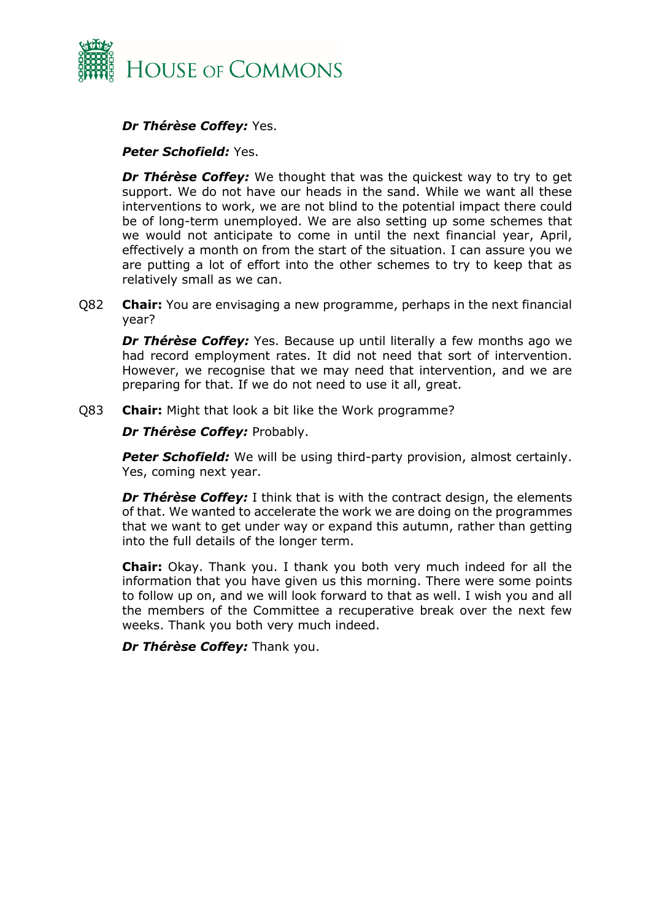***Dr Thérèse Coffey:*** Yes.

***Peter Schofield:*** Yes.

***Dr Thérèse Coffey:*** We thought that was the quickest way to try to get support. We do not have our heads in the sand. While we want all these interventions to work, we are not blind to the potential impact there could be of long-term unemployed. We are also setting up some schemes that we would not anticipate to come in until the next financial year, April, effectively a month on from the start of the situation. I can assure you we are putting a lot of effort into the other schemes to try to keep that as relatively small as we can.

Q82 **Chair:** You are envisaging a new programme, perhaps in the next financial year?

***Dr Thérèse Coffey:*** Yes. Because up until literally a few months ago we had record employment rates. It did not need that sort of intervention. However, we recognise that we may need that intervention, and we are preparing for that. If we do not need to use it all, great.

Q83 **Chair:** Might that look a bit like the Work programme?

***Dr Thérèse Coffey:*** Probably.

***Peter Schofield:*** We will be using third-party provision, almost certainly. Yes, coming next year.

***Dr Thérèse Coffey:*** I think that is with the contract design, the elements of that. We wanted to accelerate the work we are doing on the programmes that we want to get under way or expand this autumn, rather than getting into the full details of the longer term.

**Chair:** Okay. Thank you. I thank you both very much indeed for all the information that you have given us this morning. There were some points to follow up on, and we will look forward to that as well. I wish you and all the members of the Committee a recuperative break over the next few weeks. Thank you both very much indeed.

***Dr Thérèse Coffey:*** Thank you.